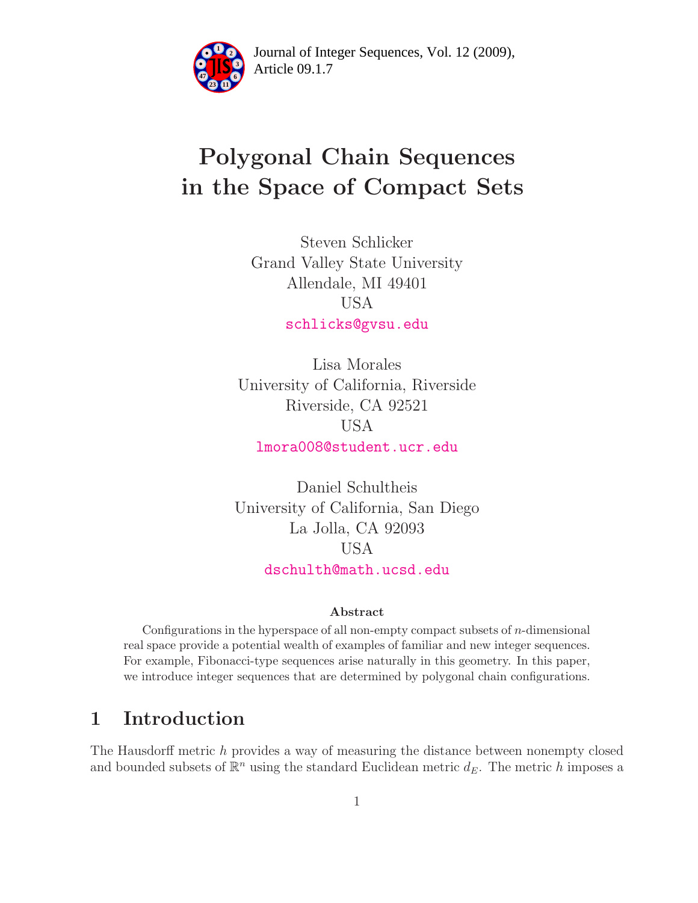# Polygonal Chain Sequences in the Space of Compact Sets

Steven Schlicker
Grand Valley State University
Allendale, MI 49401
USA
schlicks@gvsu.edu

Lisa Morales
University of California, Riverside
Riverside, CA 92521
USA
lmora008@student.ucr.edu

Daniel Schultheis
University of California, San Diego
La Jolla, CA 92093
USA
dschulth@math.ucsd.edu

### Abstract

Configurations in the hyperspace of all non-empty compact subsets of $n$-dimensional real space provide a potential wealth of examples of familiar and new integer sequences. For example, Fibonacci-type sequences arise naturally in this geometry. In this paper, we introduce integer sequences that are determined by polygonal chain configurations.

## 1 Introduction

The Hausdorff metric $h$ provides a way of measuring the distance between nonempty closed and bounded subsets of $\mathbb{R}^n$ using the standard Euclidean metric $d_E$. The metric $h$ imposes a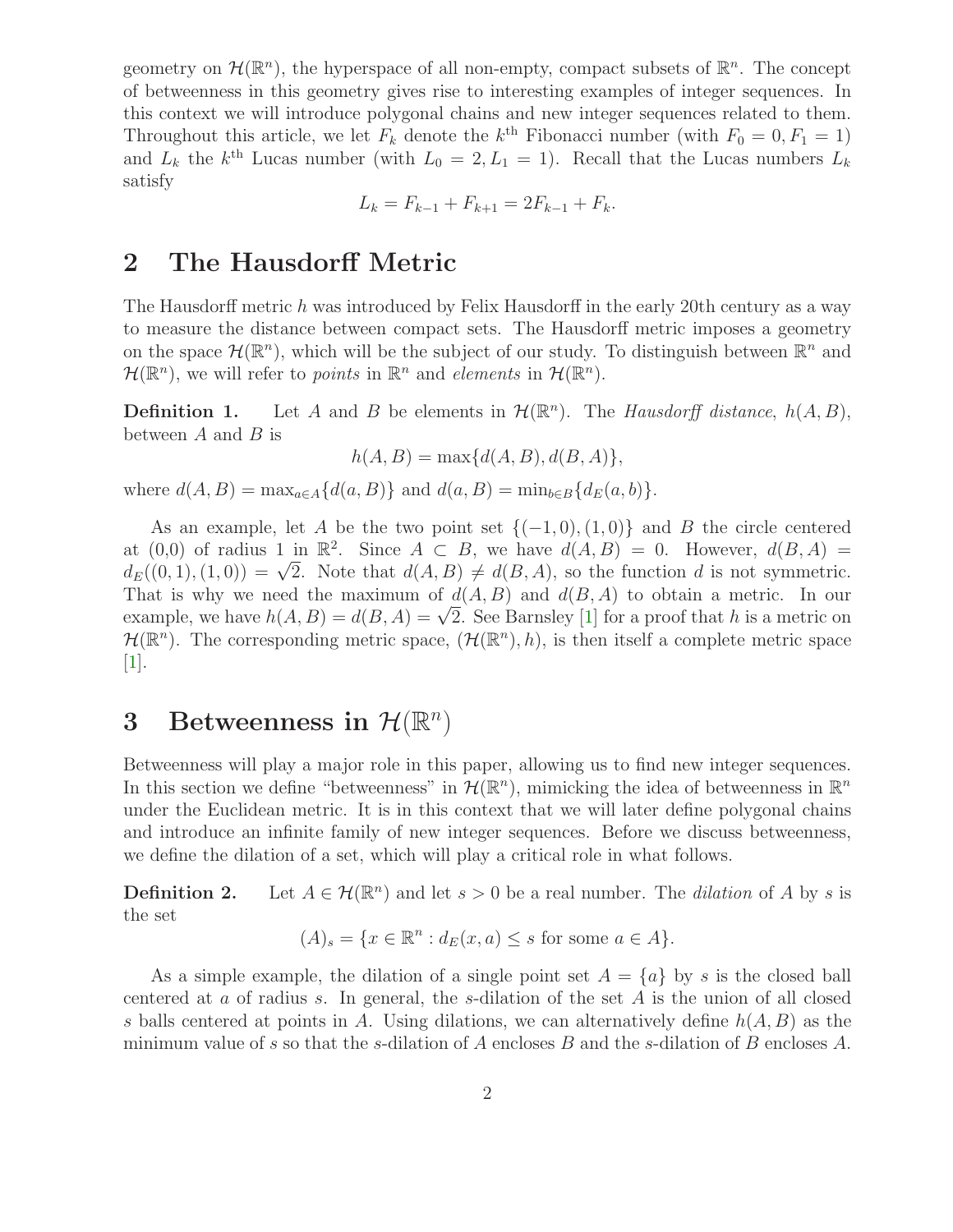geometry on $\mathcal{H}(\mathbb{R}^n)$, the hyperspace of all non-empty, compact subsets of $\mathbb{R}^n$. The concept of betweenness in this geometry gives rise to interesting examples of integer sequences. In this context we will introduce polygonal chains and new integer sequences related to them. Throughout this article, we let $F_k$ denote the $k^{\text{th}}$ Fibonacci number (with $F_0 = 0, F_1 = 1$) and $L_k$ the $k^{\text{th}}$ Lucas number (with $L_0 = 2, L_1 = 1$). Recall that the Lucas numbers $L_k$ satisfy

$$L_k = F_{k-1} + F_{k+1} = 2F_{k-1} + F_k.$$

## 2 The Hausdorff Metric

The Hausdorff metric $h$ was introduced by Felix Hausdorff in the early 20th century as a way to measure the distance between compact sets. The Hausdorff metric imposes a geometry on the space $\mathcal{H}(\mathbb{R}^n)$, which will be the subject of our study. To distinguish between $\mathbb{R}^n$ and $\mathcal{H}(\mathbb{R}^n)$, we will refer to *points* in $\mathbb{R}^n$ and *elements* in $\mathcal{H}(\mathbb{R}^n)$.

**Definition 1.** Let $A$ and $B$ be elements in $\mathcal{H}(\mathbb{R}^n)$. The *Hausdorff distance*, $h(A, B)$, between $A$ and $B$ is

$$h(A, B) = \max\{d(A, B), d(B, A)\},$$

where $d(A, B) = \max_{a \in A}\{d(a, B)\}$ and $d(a, B) = \min_{b \in B}\{d_E(a, b)\}$.

As an example, let $A$ be the two point set $\{(-1, 0), (1, 0)\}$ and $B$ the circle centered at (0,0) of radius 1 in $\mathbb{R}^2$. Since $A \subset B$, we have $d(A, B) = 0$. However, $d(B, A) = d_E((0, 1), (1, 0)) = \sqrt{2}$. Note that $d(A, B) \neq d(B, A)$, so the function $d$ is not symmetric. That is why we need the maximum of $d(A, B)$ and $d(B, A)$ to obtain a metric. In our example, we have $h(A, B) = d(B, A) = \sqrt{2}$. See Barnsley [1] for a proof that $h$ is a metric on $\mathcal{H}(\mathbb{R}^n)$. The corresponding metric space, $(\mathcal{H}(\mathbb{R}^n), h)$, is then itself a complete metric space [1].

## 3 Betweenness in $\mathcal{H}(\mathbb{R}^n)$

Betweenness will play a major role in this paper, allowing us to find new integer sequences. In this section we define "betweenness" in $\mathcal{H}(\mathbb{R}^n)$, mimicking the idea of betweenness in $\mathbb{R}^n$ under the Euclidean metric. It is in this context that we will later define polygonal chains and introduce an infinite family of new integer sequences. Before we discuss betweenness, we define the dilation of a set, which will play a critical role in what follows.

**Definition 2.** Let $A \in \mathcal{H}(\mathbb{R}^n)$ and let $s > 0$ be a real number. The *dilation* of $A$ by $s$ is the set

$$(A)_s = \{x \in \mathbb{R}^n : d_E(x, a) \leq s \text{ for some } a \in A\}.$$

As a simple example, the dilation of a single point set $A = \{a\}$ by $s$ is the closed ball centered at $a$ of radius $s$. In general, the $s$-dilation of the set $A$ is the union of all closed $s$ balls centered at points in $A$. Using dilations, we can alternatively define $h(A, B)$ as the minimum value of $s$ so that the $s$-dilation of $A$ encloses $B$ and the $s$-dilation of $B$ encloses $A$.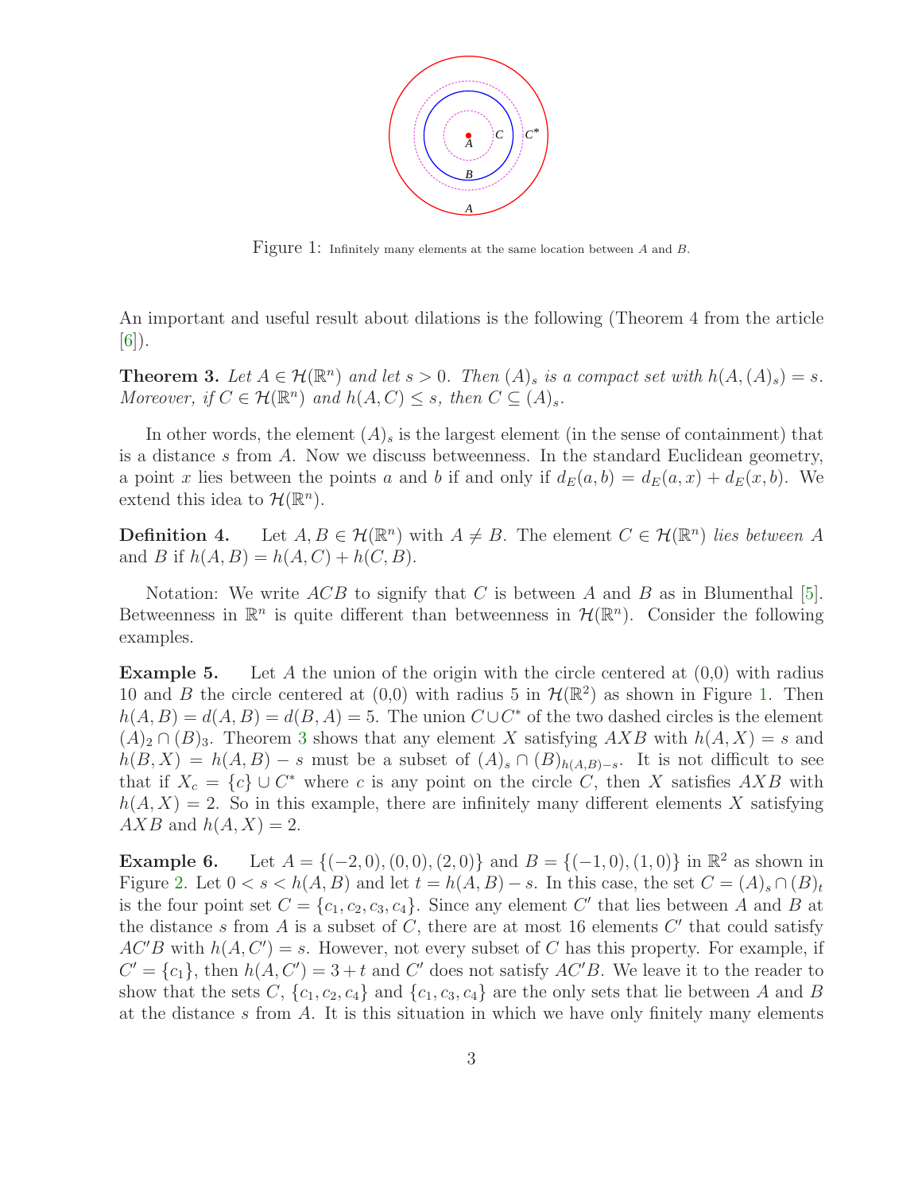Figure 1: Infinitely many elements at the same location between $A$ and $B$.

An important and useful result about dilations is the following (Theorem 4 from the article [6]).

**Theorem 3.** *Let $A \in \mathcal{H}(\mathbb{R}^n)$ and let $s > 0$. Then $(A)_s$ is a compact set with $h(A, (A)_s) = s$. Moreover, if $C \in \mathcal{H}(\mathbb{R}^n)$ and $h(A, C) \le s$, then $C \subseteq (A)_s$.*

In other words, the element $(A)_s$ is the largest element (in the sense of containment) that is a distance $s$ from $A$. Now we discuss betweenness. In the standard Euclidean geometry, a point $x$ lies between the points $a$ and $b$ if and only if $d_E(a, b) = d_E(a, x) + d_E(x, b)$. We extend this idea to $\mathcal{H}(\mathbb{R}^n)$.

**Definition 4.** Let $A, B \in \mathcal{H}(\mathbb{R}^n)$ with $A \neq B$. The element $C \in \mathcal{H}(\mathbb{R}^n)$ *lies between* $A$ and $B$ if $h(A, B) = h(A, C) + h(C, B)$.

Notation: We write $ACB$ to signify that $C$ is between $A$ and $B$ as in Blumenthal [5]. Betweenness in $\mathbb{R}^n$ is quite different than betweenness in $\mathcal{H}(\mathbb{R}^n)$. Consider the following examples.

**Example 5.** Let $A$ the union of the origin with the circle centered at (0,0) with radius 10 and $B$ the circle centered at (0,0) with radius 5 in $\mathcal{H}(\mathbb{R}^2)$ as shown in Figure 1. Then $h(A, B) = d(A, B) = d(B, A) = 5$. The union $C \cup C^*$ of the two dashed circles is the element $(A)_2 \cap (B)_3$. Theorem 3 shows that any element $X$ satisfying $AXB$ with $h(A, X) = s$ and $h(B, X) = h(A, B) - s$ must be a subset of $(A)_s \cap (B)_{h(A,B)-s}$. It is not difficult to see that if $X_c = \{c\} \cup C^*$ where $c$ is any point on the circle $C$, then $X$ satisfies $AXB$ with $h(A, X) = 2$. So in this example, there are infinitely many different elements $X$ satisfying $AXB$ and $h(A, X) = 2$.

**Example 6.** Let $A = \{(-2, 0), (0, 0), (2, 0)\}$ and $B = \{(-1, 0), (1, 0)\}$ in $\mathbb{R}^2$ as shown in Figure 2. Let $0 < s < h(A, B)$ and let $t = h(A, B) - s$. In this case, the set $C = (A)_s \cap (B)_t$ is the four point set $C = \{c_1, c_2, c_3, c_4\}$. Since any element $C'$ that lies between $A$ and $B$ at the distance $s$ from $A$ is a subset of $C$, there are at most 16 elements $C'$ that could satisfy $AC'B$ with $h(A, C') = s$. However, not every subset of $C$ has this property. For example, if $C' = \{c_1\}$, then $h(A, C') = 3 + t$ and $C'$ does not satisfy $AC'B$. We leave it to the reader to show that the sets $C$, $\{c_1, c_2, c_4\}$ and $\{c_1, c_3, c_4\}$ are the only sets that lie between $A$ and $B$ at the distance $s$ from $A$. It is this situation in which we have only finitely many elements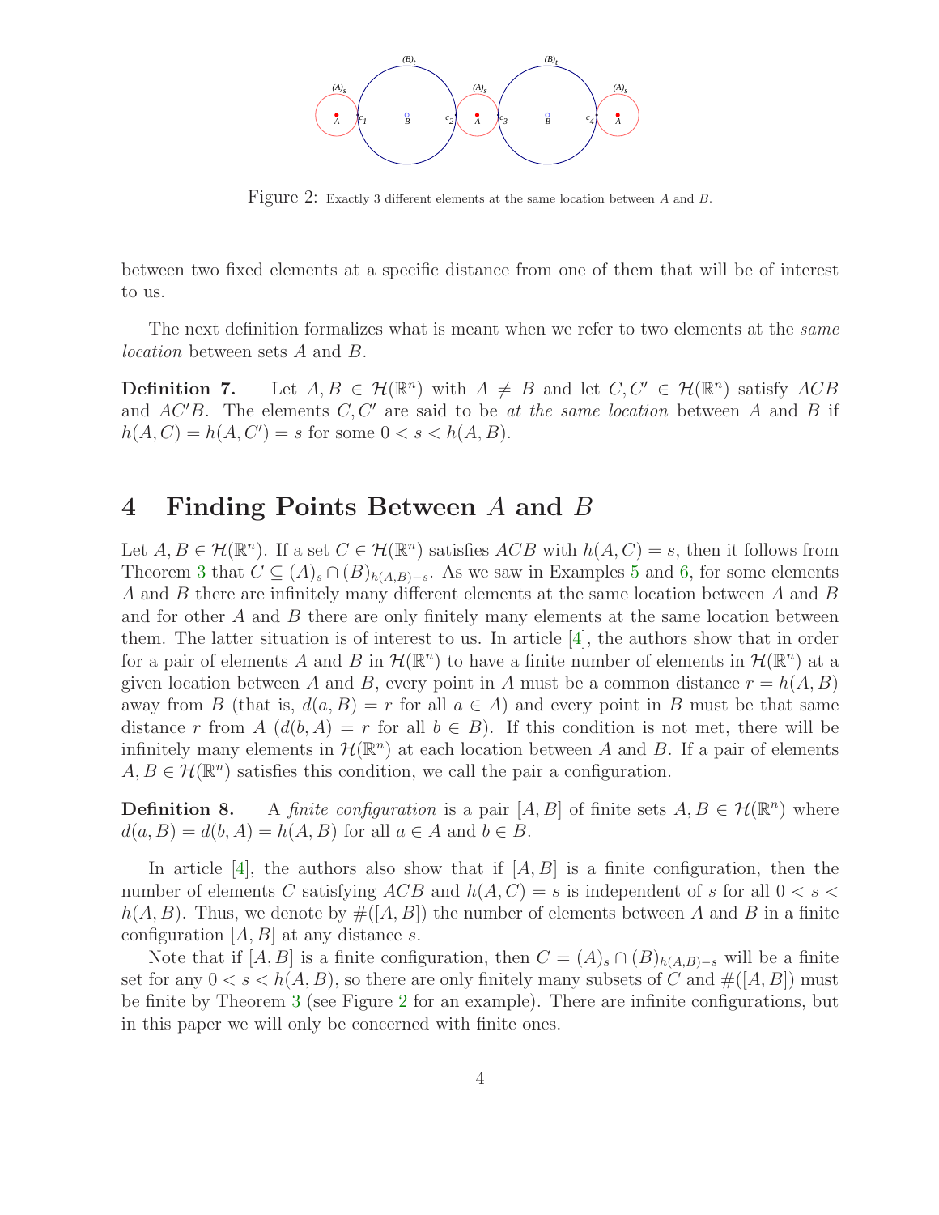Figure 2: Exactly 3 different elements at the same location between $A$ and $B$.

between two fixed elements at a specific distance from one of them that will be of interest to us.

The next definition formalizes what is meant when we refer to two elements at the *same location* between sets $A$ and $B$.

**Definition 7.** Let $A, B \in \mathcal{H}(\mathbb{R}^n)$ with $A \neq B$ and let $C, C' \in \mathcal{H}(\mathbb{R}^n)$ satisfy $ACB$ and $AC'B$. The elements $C, C'$ are said to be *at the same location* between $A$ and $B$ if $h(A, C) = h(A, C') = s$ for some $0 < s < h(A, B)$.

## 4 Finding Points Between $A$ and $B$

Let $A, B \in \mathcal{H}(\mathbb{R}^n)$. If a set $C \in \mathcal{H}(\mathbb{R}^n)$ satisfies $ACB$ with $h(A, C) = s$, then it follows from Theorem 3 that $C \subseteq (A)_s \cap (B)_{h(A,B)-s}$. As we saw in Examples 5 and 6, for some elements $A$ and $B$ there are infinitely many different elements at the same location between $A$ and $B$ and for other $A$ and $B$ there are only finitely many elements at the same location between them. The latter situation is of interest to us. In article [4], the authors show that in order for a pair of elements $A$ and $B$ in $\mathcal{H}(\mathbb{R}^n)$ to have a finite number of elements in $\mathcal{H}(\mathbb{R}^n)$ at a given location between $A$ and $B$, every point in $A$ must be a common distance $r = h(A, B)$ away from $B$ (that is, $d(a, B) = r$ for all $a \in A$) and every point in $B$ must be that same distance $r$ from $A$ ($d(b, A) = r$ for all $b \in B$). If this condition is not met, there will be infinitely many elements in $\mathcal{H}(\mathbb{R}^n)$ at each location between $A$ and $B$. If a pair of elements $A, B \in \mathcal{H}(\mathbb{R}^n)$ satisfies this condition, we call the pair a configuration.

**Definition 8.** A *finite configuration* is a pair $[A, B]$ of finite sets $A, B \in \mathcal{H}(\mathbb{R}^n)$ where $d(a, B) = d(b, A) = h(A, B)$ for all $a \in A$ and $b \in B$.

In article [4], the authors also show that if $[A, B]$ is a finite configuration, then the number of elements $C$ satisfying $ACB$ and $h(A, C) = s$ is independent of $s$ for all $0 < s < h(A, B)$. Thus, we denote by $\#([A, B])$ the number of elements between $A$ and $B$ in a finite configuration $[A, B]$ at any distance $s$.

Note that if $[A, B]$ is a finite configuration, then $C = (A)_s \cap (B)_{h(A,B)-s}$ will be a finite set for any $0 < s < h(A, B)$, so there are only finitely many subsets of $C$ and $\#([A, B])$ must be finite by Theorem 3 (see Figure 2 for an example). There are infinite configurations, but in this paper we will only be concerned with finite ones.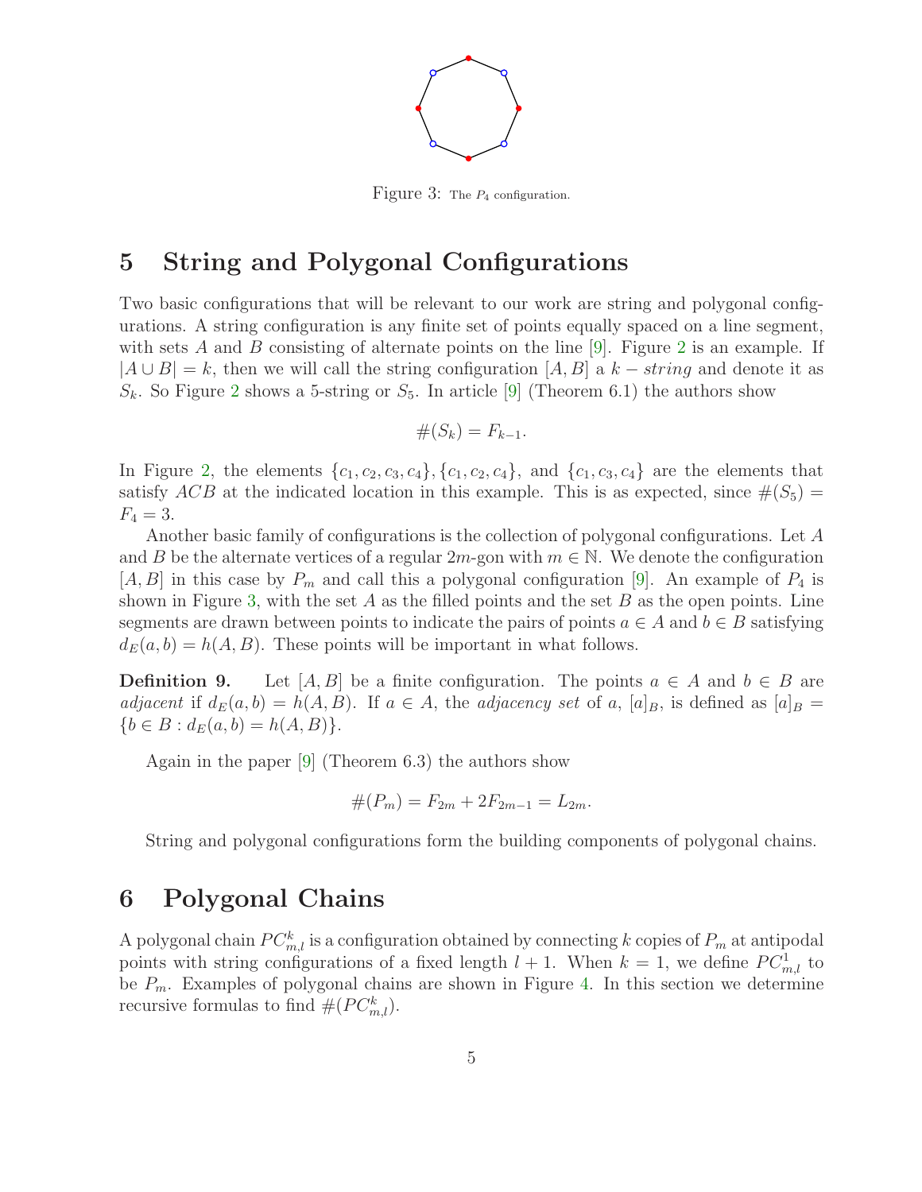Figure 3: The $P_4$ configuration.

## 5 String and Polygonal Configurations

Two basic configurations that will be relevant to our work are string and polygonal configurations. A string configuration is any finite set of points equally spaced on a line segment, with sets $A$ and $B$ consisting of alternate points on the line [9]. Figure 2 is an example. If $|A \cup B| = k$, then we will call the string configuration $[A, B]$ a $k-string$ and denote it as $S_k$. So Figure 2 shows a 5-string or $S_5$. In article [9] (Theorem 6.1) the authors show

$$\#(S_k) = F_{k-1}.$$

In Figure 2, the elements $\{c_1, c_2, c_3, c_4\}, \{c_1, c_2, c_4\}$, and $\{c_1, c_3, c_4\}$ are the elements that satisfy $ACB$ at the indicated location in this example. This is as expected, since $\#(S_5) = F_4 = 3$.

Another basic family of configurations is the collection of polygonal configurations. Let $A$ and $B$ be the alternate vertices of a regular $2m$-gon with $m \in \mathbb{N}$. We denote the configuration $[A, B]$ in this case by $P_m$ and call this a polygonal configuration [9]. An example of $P_4$ is shown in Figure 3, with the set $A$ as the filled points and the set $B$ as the open points. Line segments are drawn between points to indicate the pairs of points $a \in A$ and $b \in B$ satisfying $d_E(a, b) = h(A, B)$. These points will be important in what follows.

**Definition 9.** Let $[A, B]$ be a finite configuration. The points $a \in A$ and $b \in B$ are *adjacent* if $d_E(a, b) = h(A, B)$. If $a \in A$, the *adjacency set* of $a$, $[a]_B$, is defined as $[a]_B = \{b \in B : d_E(a, b) = h(A, B)\}$.

Again in the paper [9] (Theorem 6.3) the authors show

$$\#(P_m) = F_{2m} + 2F_{2m-1} = L_{2m}.$$

String and polygonal configurations form the building components of polygonal chains.

## 6 Polygonal Chains

A polygonal chain $PC^k_{m,l}$ is a configuration obtained by connecting $k$ copies of $P_m$ at antipodal points with string configurations of a fixed length $l + 1$. When $k = 1$, we define $PC^1_{m,l}$ to be $P_m$. Examples of polygonal chains are shown in Figure 4. In this section we determine recursive formulas to find $\#(PC^k_{m,l})$.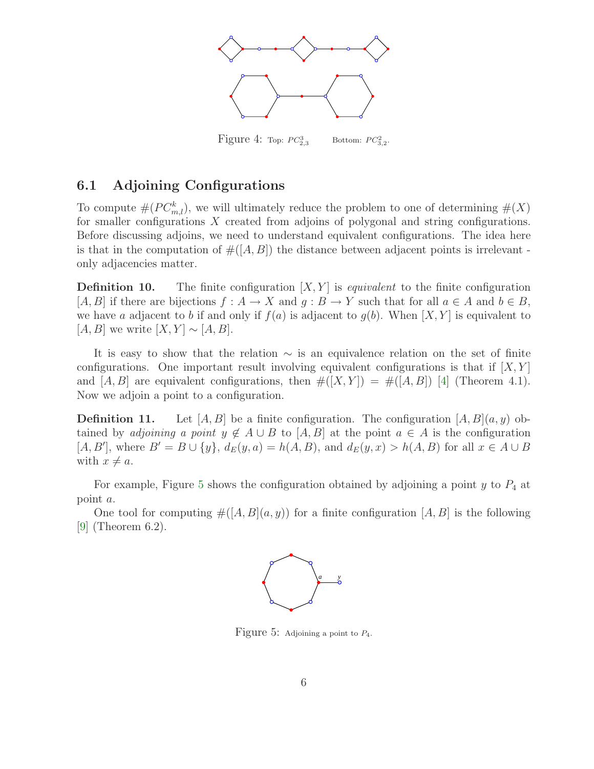Figure 4: Top: $PC^3_{2,3}$  Bottom: $PC^2_{3,2}$.

### 6.1 Adjoining Configurations

To compute $\#(PC^k_{m,l})$, we will ultimately reduce the problem to one of determining $\#(X)$ for smaller configurations $X$ created from adjoins of polygonal and string configurations. Before discussing adjoins, we need to understand equivalent configurations. The idea here is that in the computation of $\#([A, B])$ the distance between adjacent points is irrelevant - only adjacencies matter.

**Definition 10.** The finite configuration $[X, Y]$ is *equivalent* to the finite configuration $[A, B]$ if there are bijections $f : A \to X$ and $g : B \to Y$ such that for all $a \in A$ and $b \in B$, we have $a$ adjacent to $b$ if and only if $f(a)$ is adjacent to $g(b)$. When $[X, Y]$ is equivalent to $[A, B]$ we write $[X, Y] \sim [A, B]$.

It is easy to show that the relation $\sim$ is an equivalence relation on the set of finite configurations. One important result involving equivalent configurations is that if $[X, Y]$ and $[A, B]$ are equivalent configurations, then $\#([X, Y]) = \#([A, B])$ [4] (Theorem 4.1). Now we adjoin a point to a configuration.

**Definition 11.** Let $[A, B]$ be a finite configuration. The configuration $[A, B](a, y)$ obtained by *adjoining a point* $y \notin A \cup B$ to $[A, B]$ at the point $a \in A$ is the configuration $[A, B']$, where $B' = B \cup \{y\}$, $d_E(y, a) = h(A, B)$, and $d_E(y, x) > h(A, B)$ for all $x \in A \cup B$ with $x \neq a$.

For example, Figure 5 shows the configuration obtained by adjoining a point $y$ to $P_4$ at point $a$.

One tool for computing $\#([A, B](a, y))$ for a finite configuration $[A, B]$ is the following [9] (Theorem 6.2).

Figure 5: Adjoining a point to $P_4$.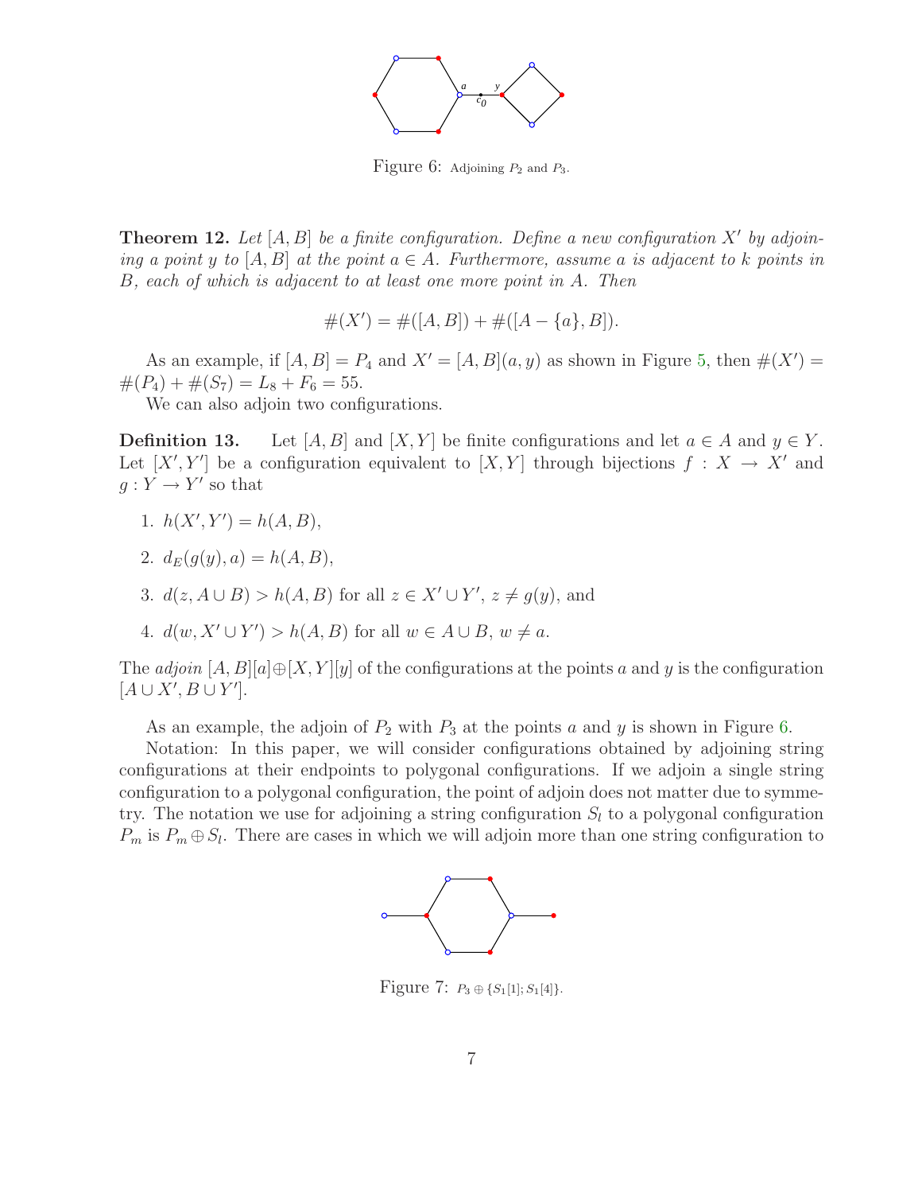Figure 6: Adjoining $P_2$ and $P_3$.

**Theorem 12.** *Let $[A, B]$ be a finite configuration. Define a new configuration $X'$ by adjoining a point $y$ to $[A, B]$ at the point $a \in A$. Furthermore, assume $a$ is adjacent to $k$ points in $B$, each of which is adjacent to at least one more point in $A$. Then*

$$\#(X') = \#([A, B]) + \#([A - \{a\}, B]).$$

As an example, if $[A, B] = P_4$ and $X' = [A, B](a, y)$ as shown in Figure 5, then $\#(X') = \#(P_4) + \#(S_7) = L_8 + F_6 = 55$.

We can also adjoin two configurations.

**Definition 13.** Let $[A, B]$ and $[X, Y]$ be finite configurations and let $a \in A$ and $y \in Y$. Let $[X', Y']$ be a configuration equivalent to $[X, Y]$ through bijections $f : X \to X'$ and $g : Y \to Y'$ so that

1. $h(X', Y') = h(A, B)$,
2. $d_E(g(y), a) = h(A, B)$,
3. $d(z, A \cup B) > h(A, B)$ for all $z \in X' \cup Y'$, $z \neq g(y)$, and
4. $d(w, X' \cup Y') > h(A, B)$ for all $w \in A \cup B$, $w \neq a$.

The *adjoin* $[A, B][a] \oplus [X, Y][y]$ of the configurations at the points $a$ and $y$ is the configuration $[A \cup X', B \cup Y']$.

As an example, the adjoin of $P_2$ with $P_3$ at the points $a$ and $y$ is shown in Figure 6.

Notation: In this paper, we will consider configurations obtained by adjoining string configurations at their endpoints to polygonal configurations. If we adjoin a single string configuration to a polygonal configuration, the point of adjoin does not matter due to symmetry. The notation we use for adjoining a string configuration $S_l$ to a polygonal configuration $P_m$ is $P_m \oplus S_l$. There are cases in which we will adjoin more than one string configuration to

Figure 7: $P_3 \oplus \{S_1[1]; S_1[4]\}$.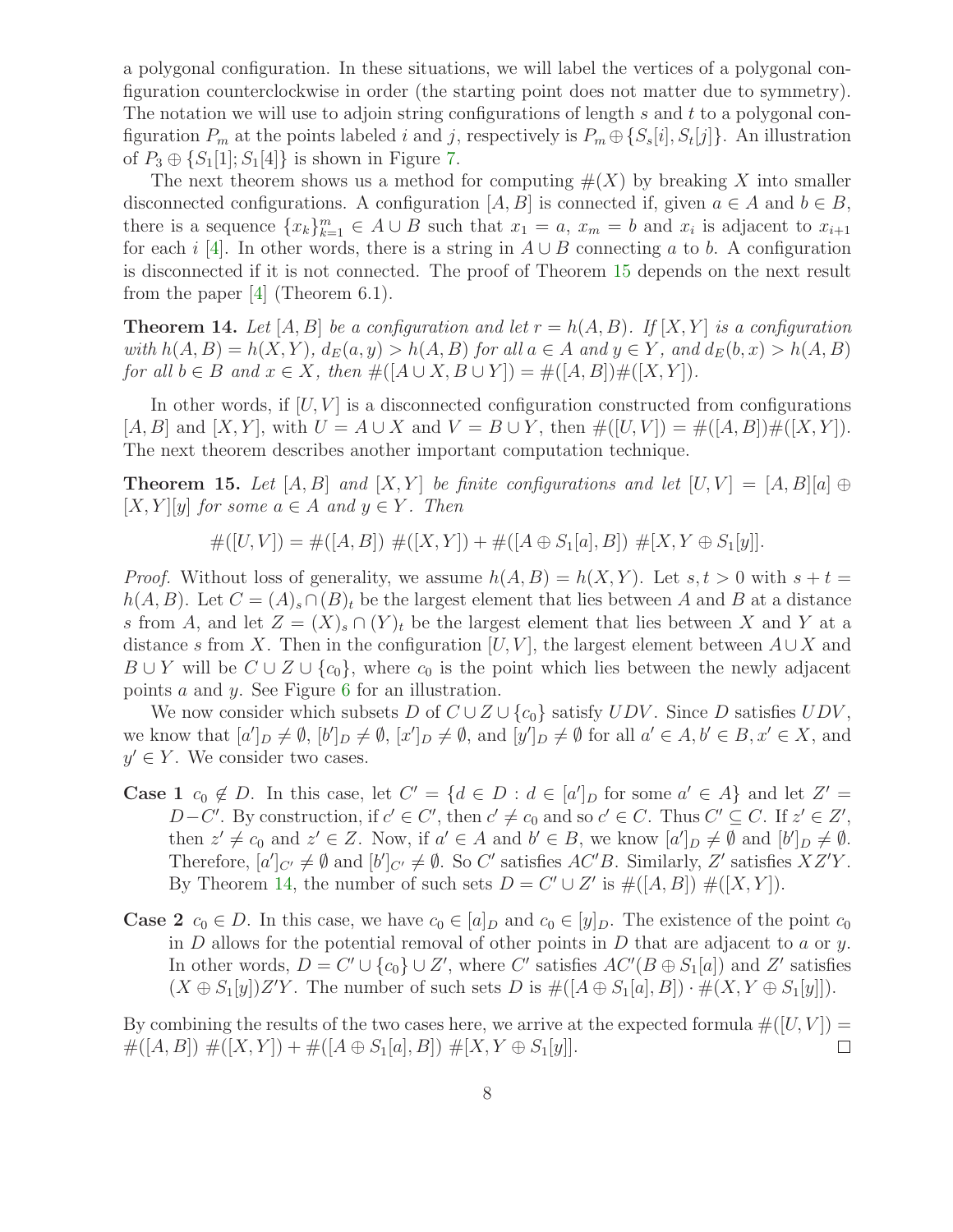a polygonal configuration. In these situations, we will label the vertices of a polygonal configuration counterclockwise in order (the starting point does not matter due to symmetry). The notation we will use to adjoin string configurations of length $s$ and $t$ to a polygonal configuration $P_m$ at the points labeled $i$ and $j$, respectively is $P_m \oplus \{S_s[i], S_t[j]\}$. An illustration of $P_3 \oplus \{S_1[1]; S_1[4]\}$ is shown in Figure 7.

The next theorem shows us a method for computing $\#(X)$ by breaking $X$ into smaller disconnected configurations. A configuration $[A, B]$ is connected if, given $a \in A$ and $b \in B$, there is a sequence $\{x_k\}_{k=1}^{m} \in A \cup B$ such that $x_1 = a$, $x_m = b$ and $x_i$ is adjacent to $x_{i+1}$ for each $i$ [4]. In other words, there is a string in $A \cup B$ connecting $a$ to $b$. A configuration is disconnected if it is not connected. The proof of Theorem 15 depends on the next result from the paper [4] (Theorem 6.1).

**Theorem 14.** *Let $[A, B]$ be a configuration and let $r = h(A, B)$. If $[X, Y]$ is a configuration with $h(A, B) = h(X, Y)$, $d_E(a, y) > h(A, B)$ for all $a \in A$ and $y \in Y$, and $d_E(b, x) > h(A, B)$ for all $b \in B$ and $x \in X$, then $\#([A \cup X, B \cup Y]) = \#([A, B])\#([X, Y])$.*

In other words, if $[U, V]$ is a disconnected configuration constructed from configurations $[A, B]$ and $[X, Y]$, with $U = A \cup X$ and $V = B \cup Y$, then $\#([U, V]) = \#([A, B])\#([X, Y])$. The next theorem describes another important computation technique.

**Theorem 15.** *Let $[A, B]$ and $[X, Y]$ be finite configurations and let $[U, V] = [A, B][a] \oplus [X, Y][y]$ for some $a \in A$ and $y \in Y$. Then*

$$\#([U, V]) = \#([A, B])\ \#([X, Y]) + \#([A \oplus S_1[a], B])\ \#[X, Y \oplus S_1[y]].$$

*Proof.* Without loss of generality, we assume $h(A, B) = h(X, Y)$. Let $s, t > 0$ with $s + t = h(A, B)$. Let $C = (A)_s \cap (B)_t$ be the largest element that lies between $A$ and $B$ at a distance $s$ from $A$, and let $Z = (X)_s \cap (Y)_t$ be the largest element that lies between $X$ and $Y$ at a distance $s$ from $X$. Then in the configuration $[U, V]$, the largest element between $A \cup X$ and $B \cup Y$ will be $C \cup Z \cup \{c_0\}$, where $c_0$ is the point which lies between the newly adjacent points $a$ and $y$. See Figure 6 for an illustration.

We now consider which subsets $D$ of $C \cup Z \cup \{c_0\}$ satisfy $UDV$. Since $D$ satisfies $UDV$, we know that $[a']_D \neq \emptyset$, $[b']_D \neq \emptyset$, $[x']_D \neq \emptyset$, and $[y']_D \neq \emptyset$ for all $a' \in A, b' \in B, x' \in X$, and $y' \in Y$. We consider two cases.

**Case 1** $c_0 \notin D$. In this case, let $C' = \{d \in D : d \in [a']_D$ for some $a' \in A\}$ and let $Z' = D - C'$. By construction, if $c' \in C'$, then $c' \neq c_0$ and so $c' \in C$. Thus $C' \subseteq C$. If $z' \in Z'$, then $z' \neq c_0$ and $z' \in Z$. Now, if $a' \in A$ and $b' \in B$, we know $[a']_D \neq \emptyset$ and $[b']_D \neq \emptyset$. Therefore, $[a']_{C'} \neq \emptyset$ and $[b']_{C'} \neq \emptyset$. So $C'$ satisfies $AC'B$. Similarly, $Z'$ satisfies $XZ'Y$. By Theorem 14, the number of such sets $D = C' \cup Z'$ is $\#([A, B])\ \#([X, Y])$.

**Case 2** $c_0 \in D$. In this case, we have $c_0 \in [a]_D$ and $c_0 \in [y]_D$. The existence of the point $c_0$ in $D$ allows for the potential removal of other points in $D$ that are adjacent to $a$ or $y$. In other words, $D = C' \cup \{c_0\} \cup Z'$, where $C'$ satisfies $AC'(B \oplus S_1[a])$ and $Z'$ satisfies $(X \oplus S_1[y])Z'Y$. The number of such sets $D$ is $\#([A \oplus S_1[a], B]) \cdot \#(X, Y \oplus S_1[y]])$.

By combining the results of the two cases here, we arrive at the expected formula $\#([U, V]) = \#([A, B])\ \#([X, Y]) + \#([A \oplus S_1[a], B])\ \#[X, Y \oplus S_1[y]]$. $\square$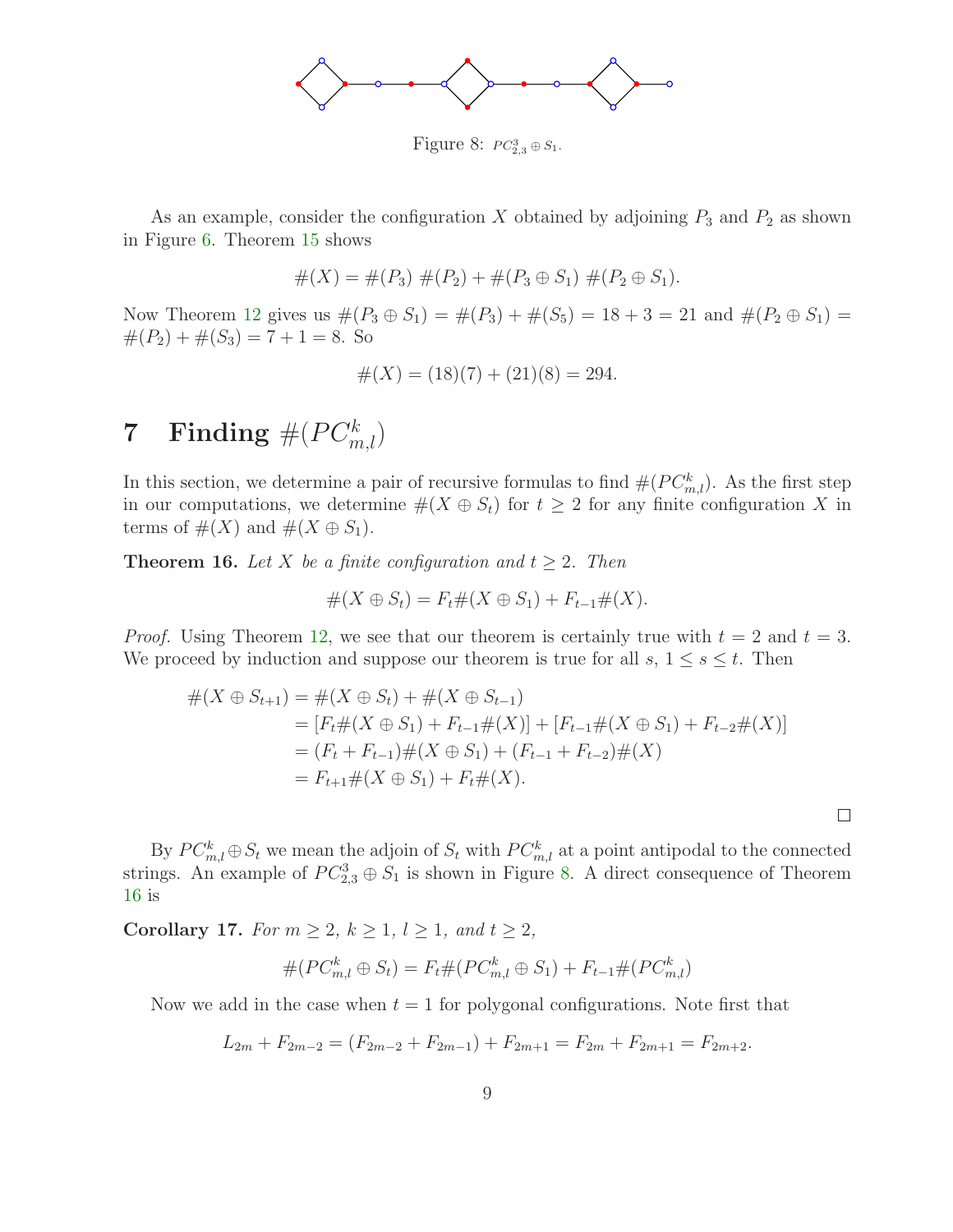Figure 8: $PC^3_{2,3} \oplus S_1$.

As an example, consider the configuration $X$ obtained by adjoining $P_3$ and $P_2$ as shown in Figure 6. Theorem 15 shows

$$\#(X) = \#(P_3)\ \#(P_2) + \#(P_3 \oplus S_1)\ \#(P_2 \oplus S_1).$$

Now Theorem 12 gives us $\#(P_3 \oplus S_1) = \#(P_3) + \#(S_5) = 18 + 3 = 21$ and $\#(P_2 \oplus S_1) = \#(P_2) + \#(S_3) = 7 + 1 = 8$. So

$$\#(X) = (18)(7) + (21)(8) = 294.$$

# 7 Finding $\#(PC^k_{m,l})$

In this section, we determine a pair of recursive formulas to find $\#(PC^k_{m,l})$. As the first step in our computations, we determine $\#(X \oplus S_t)$ for $t \geq 2$ for any finite configuration $X$ in terms of $\#(X)$ and $\#(X \oplus S_1)$.

**Theorem 16.** *Let $X$ be a finite configuration and $t \geq 2$. Then*

$$\#(X \oplus S_t) = F_t \#(X \oplus S_1) + F_{t-1}\#(X).$$

*Proof.* Using Theorem 12, we see that our theorem is certainly true with $t = 2$ and $t = 3$. We proceed by induction and suppose our theorem is true for all $s$, $1 \leq s \leq t$. Then

$$\begin{aligned}
\#(X \oplus S_{t+1}) &= \#(X \oplus S_t) + \#(X \oplus S_{t-1}) \\
&= [F_t \#(X \oplus S_1) + F_{t-1}\#(X)] + [F_{t-1}\#(X \oplus S_1) + F_{t-2}\#(X)] \\
&= (F_t + F_{t-1})\#(X \oplus S_1) + (F_{t-1} + F_{t-2})\#(X) \\
&= F_{t+1}\#(X \oplus S_1) + F_t\#(X).
\end{aligned}$$

□

By $PC^k_{m,l} \oplus S_t$ we mean the adjoin of $S_t$ with $PC^k_{m,l}$ at a point antipodal to the connected strings. An example of $PC^3_{2,3} \oplus S_1$ is shown in Figure 8. A direct consequence of Theorem 16 is

**Corollary 17.** *For $m \geq 2$, $k \geq 1$, $l \geq 1$, and $t \geq 2$,*

$$\#(PC^k_{m,l} \oplus S_t) = F_t \#(PC^k_{m,l} \oplus S_1) + F_{t-1}\#(PC^k_{m,l})$$

Now we add in the case when $t = 1$ for polygonal configurations. Note first that

$$L_{2m} + F_{2m-2} = (F_{2m-2} + F_{2m-1}) + F_{2m+1} = F_{2m} + F_{2m+1} = F_{2m+2}.$$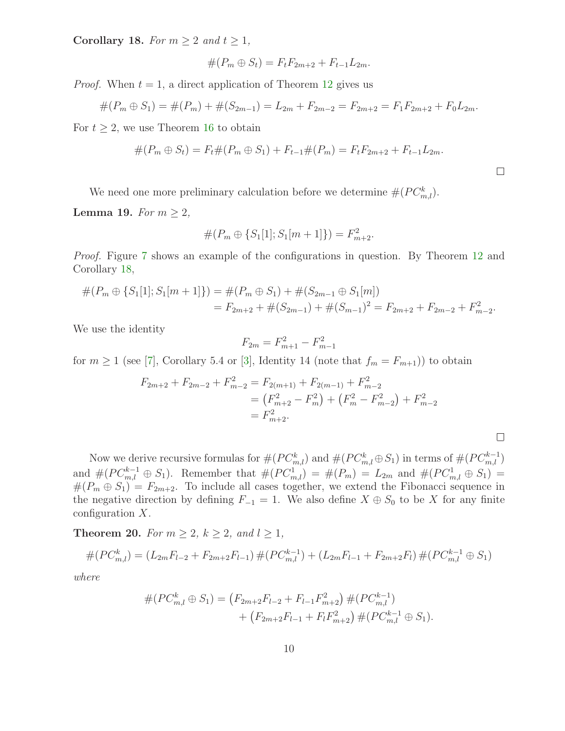**Corollary 18.** *For $m \geq 2$ and $t \geq 1$,*

$$\#(P_m \oplus S_t) = F_t F_{2m+2} + F_{t-1} L_{2m}.$$

*Proof.* When $t = 1$, a direct application of Theorem 12 gives us

$$\#(P_m \oplus S_1) = \#(P_m) + \#(S_{2m-1}) = L_{2m} + F_{2m-2} = F_{2m+2} = F_1 F_{2m+2} + F_0 L_{2m}.$$

For $t \geq 2$, we use Theorem 16 to obtain

$$\#(P_m \oplus S_t) = F_t \#(P_m \oplus S_1) + F_{t-1}\#(P_m) = F_t F_{2m+2} + F_{t-1} L_{2m}.$$

□

We need one more preliminary calculation before we determine $\#(PC^k_{m,l})$.

**Lemma 19.** *For $m \geq 2$,*

$$\#(P_m \oplus \{S_1[1]; S_1[m+1]\}) = F^2_{m+2}.$$

*Proof.* Figure 7 shows an example of the configurations in question. By Theorem 12 and Corollary 18,

$$\begin{aligned}
\#(P_m \oplus \{S_1[1]; S_1[m+1]\}) &= \#(P_m \oplus S_1) + \#(S_{2m-1} \oplus S_1[m]) \\
&= F_{2m+2} + \#(S_{2m-1}) + \#(S_{m-1})^2 = F_{2m+2} + F_{2m-2} + F^2_{m-2}.
\end{aligned}$$

We use the identity

$$F_{2m} = F^2_{m+1} - F^2_{m-1}$$

for $m \geq 1$ (see [7], Corollary 5.4 or [3], Identity 14 (note that $f_m = F_{m+1}$)) to obtain

$$\begin{aligned}
F_{2m+2} + F_{2m-2} + F^2_{m-2} &= F_{2(m+1)} + F_{2(m-1)} + F^2_{m-2} \\
&= \left(F^2_{m+2} - F^2_m\right) + \left(F^2_m - F^2_{m-2}\right) + F^2_{m-2} \\
&= F^2_{m+2}.
\end{aligned}$$

□

Now we derive recursive formulas for $\#(PC^k_{m,l})$ and $\#(PC^k_{m,l} \oplus S_1)$ in terms of $\#(PC^{k-1}_{m,l})$ and $\#(PC^{k-1}_{m,l} \oplus S_1)$. Remember that $\#(PC^1_{m,l}) = \#(P_m) = L_{2m}$ and $\#(PC^1_{m,l} \oplus S_1) = \#(P_m \oplus S_1) = F_{2m+2}$. To include all cases together, we extend the Fibonacci sequence in the negative direction by defining $F_{-1} = 1$. We also define $X \oplus S_0$ to be $X$ for any finite configuration $X$.

**Theorem 20.** *For $m \geq 2$, $k \geq 2$, and $l \geq 1$,*

$$\#(PC^k_{m,l}) = (L_{2m}F_{l-2} + F_{2m+2}F_{l-1})\,\#(PC^{k-1}_{m,l}) + (L_{2m}F_{l-1} + F_{2m+2}F_l)\,\#(PC^{k-1}_{m,l} \oplus S_1)$$

*where*

$$\begin{aligned}
\#(PC^k_{m,l} \oplus S_1) = &\left(F_{2m+2}F_{l-2} + F_{l-1}F^2_{m+2}\right)\#(PC^{k-1}_{m,l}) \\
&+ \left(F_{2m+2}F_{l-1} + F_l F^2_{m+2}\right)\#(PC^{k-1}_{m,l} \oplus S_1).
\end{aligned}$$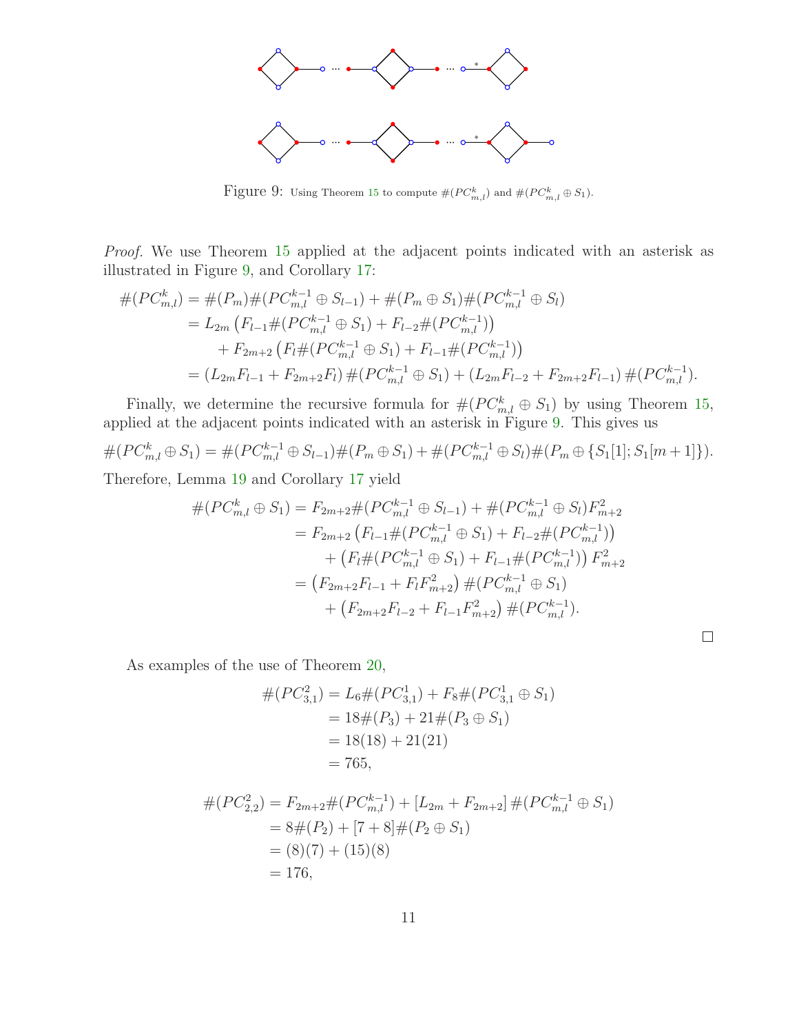Figure 9: Using Theorem 15 to compute $\#(PC^k_{m,l})$ and $\#(PC^k_{m,l} \oplus S_1)$.

*Proof.* We use Theorem 15 applied at the adjacent points indicated with an asterisk as illustrated in Figure 9, and Corollary 17:

$$
\begin{aligned}
\#(PC^k_{m,l}) &= \#(P_m)\#(PC^{k-1}_{m,l} \oplus S_{l-1}) + \#(P_m \oplus S_1)\#(PC^{k-1}_{m,l} \oplus S_l) \\
&= L_{2m}\left(F_{l-1}\#(PC^{k-1}_{m,l} \oplus S_1) + F_{l-2}\#(PC^{k-1}_{m,l})\right) \\
&\quad + F_{2m+2}\left(F_l\#(PC^{k-1}_{m,l} \oplus S_1) + F_{l-1}\#(PC^{k-1}_{m,l})\right) \\
&= \left(L_{2m}F_{l-1} + F_{2m+2}F_l\right)\#(PC^{k-1}_{m,l} \oplus S_1) + \left(L_{2m}F_{l-2} + F_{2m+2}F_{l-1}\right)\#(PC^{k-1}_{m,l}).
\end{aligned}
$$

Finally, we determine the recursive formula for $\#(PC^k_{m,l} \oplus S_1)$ by using Theorem 15, applied at the adjacent points indicated with an asterisk in Figure 9. This gives us

$$
\#(PC^k_{m,l} \oplus S_1) = \#(PC^{k-1}_{m,l} \oplus S_{l-1})\#(P_m \oplus S_1) + \#(PC^{k-1}_{m,l} \oplus S_l)\#(P_m \oplus \{S_1[1]; S_1[m+1]\}).
$$

Therefore, Lemma 19 and Corollary 17 yield

$$
\begin{aligned}
\#(PC^k_{m,l} \oplus S_1) &= F_{2m+2}\#(PC^{k-1}_{m,l} \oplus S_{l-1}) + \#(PC^{k-1}_{m,l} \oplus S_l)F^2_{m+2} \\
&= F_{2m+2}\left(F_{l-1}\#(PC^{k-1}_{m,l} \oplus S_1) + F_{l-2}\#(PC^{k-1}_{m,l})\right) \\
&\quad + \left(F_l\#(PC^{k-1}_{m,l} \oplus S_1) + F_{l-1}\#(PC^{k-1}_{m,l})\right)F^2_{m+2} \\
&= \left(F_{2m+2}F_{l-1} + F_lF^2_{m+2}\right)\#(PC^{k-1}_{m,l} \oplus S_1) \\
&\quad + \left(F_{2m+2}F_{l-2} + F_{l-1}F^2_{m+2}\right)\#(PC^{k-1}_{m,l}).
\end{aligned}
$$

□

As examples of the use of Theorem 20,

$$
\begin{aligned}
\#(PC^2_{3,1}) &= L_6\#(PC^1_{3,1}) + F_8\#(PC^1_{3,1} \oplus S_1) \\
&= 18\#(P_3) + 21\#(P_3 \oplus S_1) \\
&= 18(18) + 21(21) \\
&= 765,
\end{aligned}
$$

$$
\begin{aligned}
\#(PC^2_{2,2}) &= F_{2m+2}\#(PC^{k-1}_{m,l}) + \left[L_{2m} + F_{2m+2}\right]\#(PC^{k-1}_{m,l} \oplus S_1) \\
&= 8\#(P_2) + [7+8]\#(P_2 \oplus S_1) \\
&= (8)(7) + (15)(8) \\
&= 176,
\end{aligned}
$$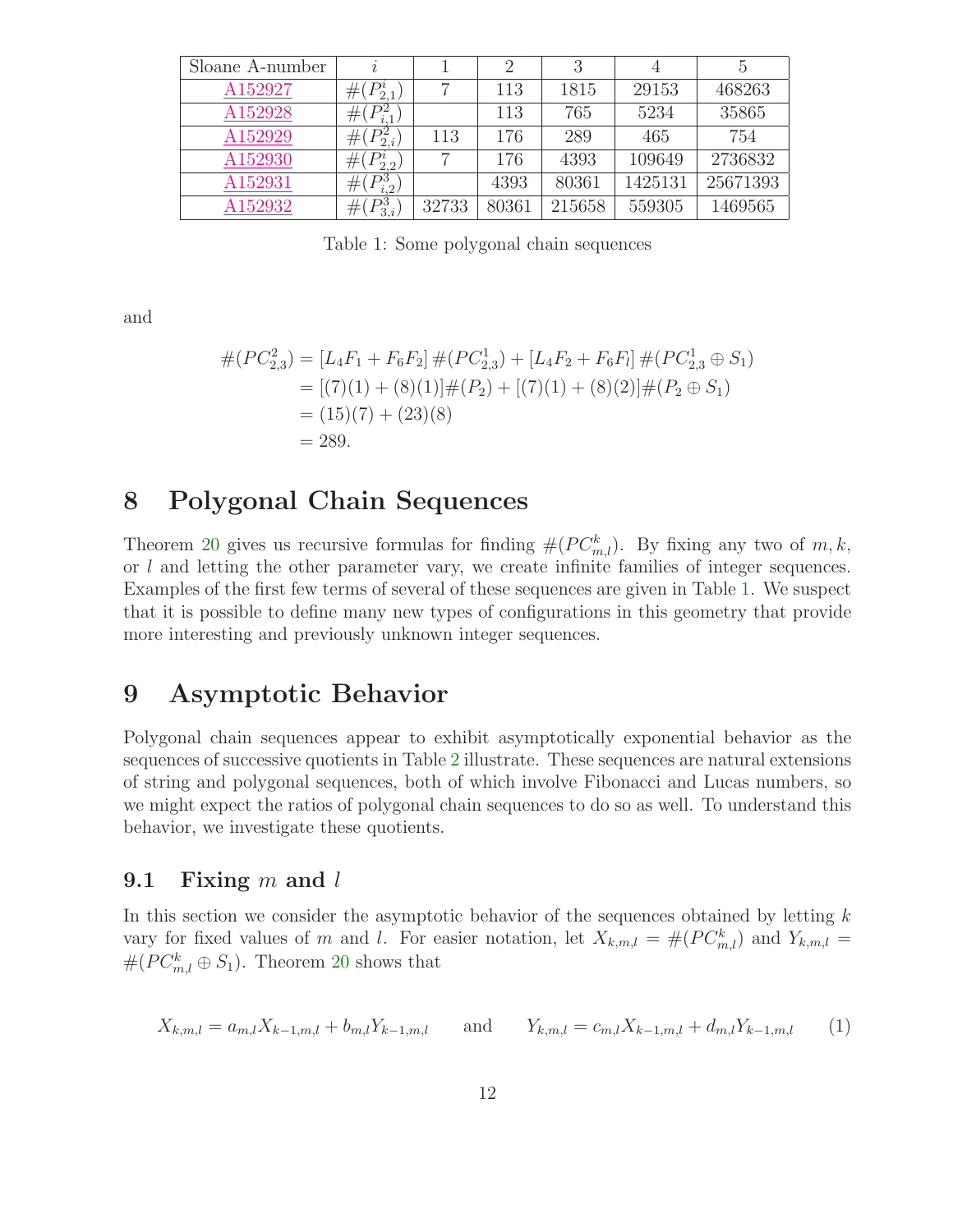| Sloane A-number | $i$ | 1 | 2 | 3 | 4 | 5 |
|---|---|---|---|---|---|---|
| A152927 | $\#(P^i_{2,1})$ | 7 | 113 | 1815 | 29153 | 468263 |
| A152928 | $\#(P^2_{i,1})$ | | 113 | 765 | 5234 | 35865 |
| A152929 | $\#(P^2_{2,i})$ | 113 | 176 | 289 | 465 | 754 |
| A152930 | $\#(P^i_{2,2})$ | 7 | 176 | 4393 | 109649 | 2736832 |
| A152931 | $\#(P^3_{i,2})$ | | 4393 | 80361 | 1425131 | 25671393 |
| A152932 | $\#(P^3_{3,i})$ | 32733 | 80361 | 215658 | 559305 | 1469565 |

Table 1: Some polygonal chain sequences

and

$$\begin{aligned}
\#(PC^2_{2,3}) &= [L_4F_1 + F_6F_2]\,\#(PC^1_{2,3}) + [L_4F_2 + F_6F_l]\,\#(PC^1_{2,3} \oplus S_1) \\
&= [(7)(1) + (8)(1)]\#(P_2) + [(7)(1) + (8)(2)]\#(P_2 \oplus S_1) \\
&= (15)(7) + (23)(8) \\
&= 289.
\end{aligned}$$

# 8 Polygonal Chain Sequences

Theorem 20 gives us recursive formulas for finding $\#(PC^k_{m,l})$. By fixing any two of $m, k$, or $l$ and letting the other parameter vary, we create infinite families of integer sequences. Examples of the first few terms of several of these sequences are given in Table 1. We suspect that it is possible to define many new types of configurations in this geometry that provide more interesting and previously unknown integer sequences.

# 9 Asymptotic Behavior

Polygonal chain sequences appear to exhibit asymptotically exponential behavior as the sequences of successive quotients in Table 2 illustrate. These sequences are natural extensions of string and polygonal sequences, both of which involve Fibonacci and Lucas numbers, so we might expect the ratios of polygonal chain sequences to do so as well. To understand this behavior, we investigate these quotients.

## 9.1 Fixing $m$ and $l$

In this section we consider the asymptotic behavior of the sequences obtained by letting $k$ vary for fixed values of $m$ and $l$. For easier notation, let $X_{k,m,l} = \#(PC^k_{m,l})$ and $Y_{k,m,l} = \#(PC^k_{m,l} \oplus S_1)$. Theorem 20 shows that

$$X_{k,m,l} = a_{m,l}X_{k-1,m,l} + b_{m,l}Y_{k-1,m,l} \qquad \text{and} \qquad Y_{k,m,l} = c_{m,l}X_{k-1,m,l} + d_{m,l}Y_{k-1,m,l} \tag{1}$$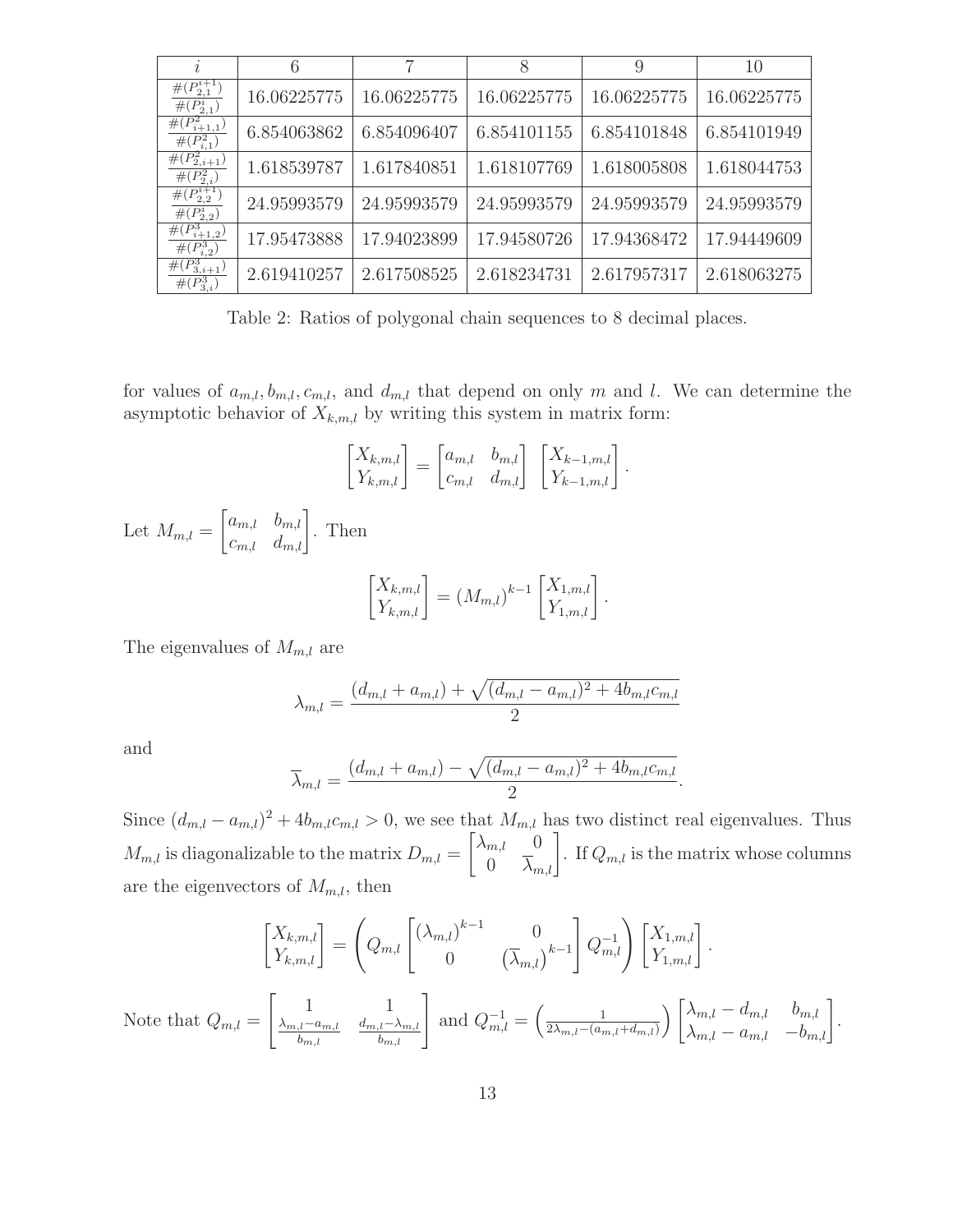| $i$ | 6 | 7 | 8 | 9 | 10 |
|---|---|---|---|---|---|
| $\frac{\#(P_{2,1}^{i+1})}{\#(P_{2,1}^{i})}$ | 16.06225775 | 16.06225775 | 16.06225775 | 16.06225775 | 16.06225775 |
| $\frac{\#(P_{i+1,1}^{2})}{\#(P_{i,1}^{2})}$ | 6.854063862 | 6.854096407 | 6.854101155 | 6.854101848 | 6.854101949 |
| $\frac{\#(P_{2,i+1}^{2})}{\#(P_{2,i}^{2})}$ | 1.618539787 | 1.617840851 | 1.618107769 | 1.618005808 | 1.618044753 |
| $\frac{\#(P_{2,2}^{i+1})}{\#(P_{2,2}^{i})}$ | 24.95993579 | 24.95993579 | 24.95993579 | 24.95993579 | 24.95993579 |
| $\frac{\#(P_{i+1,2}^{3})}{\#(P_{i,2}^{3})}$ | 17.95473888 | 17.94023899 | 17.94580726 | 17.94368472 | 17.94449609 |
| $\frac{\#(P_{3,i+1}^{3})}{\#(P_{3,i}^{3})}$ | 2.619410257 | 2.617508525 | 2.618234731 | 2.617957317 | 2.618063275 |

Table 2: Ratios of polygonal chain sequences to 8 decimal places.

for values of $a_{m,l}, b_{m,l}, c_{m,l}$, and $d_{m,l}$ that depend on only $m$ and $l$. We can determine the asymptotic behavior of $X_{k,m,l}$ by writing this system in matrix form:

$$\begin{bmatrix} X_{k,m,l} \\ Y_{k,m,l} \end{bmatrix} = \begin{bmatrix} a_{m,l} & b_{m,l} \\ c_{m,l} & d_{m,l} \end{bmatrix} \begin{bmatrix} X_{k-1,m,l} \\ Y_{k-1,m,l} \end{bmatrix}.$$

Let $M_{m,l} = \begin{bmatrix} a_{m,l} & b_{m,l} \\ c_{m,l} & d_{m,l} \end{bmatrix}$. Then

$$\begin{bmatrix} X_{k,m,l} \\ Y_{k,m,l} \end{bmatrix} = (M_{m,l})^{k-1} \begin{bmatrix} X_{1,m,l} \\ Y_{1,m,l} \end{bmatrix}.$$

The eigenvalues of $M_{m,l}$ are

$$\lambda_{m,l} = \frac{(d_{m,l} + a_{m,l}) + \sqrt{(d_{m,l} - a_{m,l})^2 + 4b_{m,l}c_{m,l}}}{2}$$

and

$$\overline{\lambda}_{m,l} = \frac{(d_{m,l} + a_{m,l}) - \sqrt{(d_{m,l} - a_{m,l})^2 + 4b_{m,l}c_{m,l}}}{2}.$$

Since $(d_{m,l} - a_{m,l})^2 + 4b_{m,l}c_{m,l} > 0$, we see that $M_{m,l}$ has two distinct real eigenvalues. Thus $M_{m,l}$ is diagonalizable to the matrix $D_{m,l} = \begin{bmatrix} \lambda_{m,l} & 0 \\ 0 & \overline{\lambda}_{m,l} \end{bmatrix}$. If $Q_{m,l}$ is the matrix whose columns are the eigenvectors of $M_{m,l}$, then

$$\begin{bmatrix} X_{k,m,l} \\ Y_{k,m,l} \end{bmatrix} = \left( Q_{m,l} \begin{bmatrix} (\lambda_{m,l})^{k-1} & 0 \\ 0 & (\overline{\lambda}_{m,l})^{k-1} \end{bmatrix} Q_{m,l}^{-1} \right) \begin{bmatrix} X_{1,m,l} \\ Y_{1,m,l} \end{bmatrix}.$$

Note that $Q_{m,l} = \begin{bmatrix} 1 & 1 \\ \frac{\lambda_{m,l} - a_{m,l}}{b_{m,l}} & \frac{d_{m,l} - \lambda_{m,l}}{b_{m,l}} \end{bmatrix}$ and $Q_{m,l}^{-1} = \left( \frac{1}{2\lambda_{m,l} - (a_{m,l} + d_{m,l})} \right) \begin{bmatrix} \lambda_{m,l} - d_{m,l} & b_{m,l} \\ \lambda_{m,l} - a_{m,l} & -b_{m,l} \end{bmatrix}$.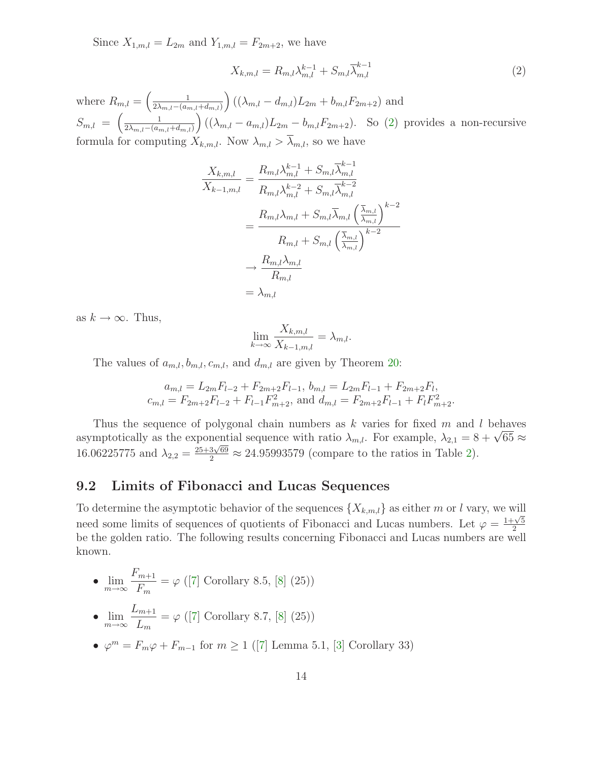Since $X_{1,m,l} = L_{2m}$ and $Y_{1,m,l} = F_{2m+2}$, we have

$$X_{k,m,l} = R_{m,l}\lambda_{m,l}^{k-1} + S_{m,l}\overline{\lambda}_{m,l}^{k-1} \tag{2}$$

where $R_{m,l} = \left(\frac{1}{2\lambda_{m,l}-(a_{m,l}+d_{m,l})}\right)((\lambda_{m,l} - d_{m,l})L_{2m} + b_{m,l}F_{2m+2})$ and $S_{m,l} = \left(\frac{1}{2\lambda_{m,l}-(a_{m,l}+d_{m,l})}\right)((\lambda_{m,l} - a_{m,l})L_{2m} - b_{m,l}F_{2m+2})$. So (2) provides a non-recursive formula for computing $X_{k,m,l}$. Now $\lambda_{m,l} > \overline{\lambda}_{m,l}$, so we have

$$\begin{aligned}
\frac{X_{k,m,l}}{X_{k-1,m,l}} &= \frac{R_{m,l}\lambda_{m,l}^{k-1} + S_{m,l}\overline{\lambda}_{m,l}^{k-1}}{R_{m,l}\lambda_{m,l}^{k-2} + S_{m,l}\overline{\lambda}_{m,l}^{k-2}} \\
&= \frac{R_{m,l}\lambda_{m,l} + S_{m,l}\overline{\lambda}_{m,l}\left(\frac{\overline{\lambda}_{m,l}}{\lambda_{m,l}}\right)^{k-2}}{R_{m,l} + S_{m,l}\left(\frac{\overline{\lambda}_{m,l}}{\lambda_{m,l}}\right)^{k-2}} \\
&\to \frac{R_{m,l}\lambda_{m,l}}{R_{m,l}} \\
&= \lambda_{m,l}
\end{aligned}$$

as $k \to \infty$. Thus,

$$\lim_{k\to\infty} \frac{X_{k,m,l}}{X_{k-1,m,l}} = \lambda_{m,l}.$$

The values of $a_{m,l}, b_{m,l}, c_{m,l}$, and $d_{m,l}$ are given by Theorem 20:

$$a_{m,l} = L_{2m}F_{l-2} + F_{2m+2}F_{l-1},\ b_{m,l} = L_{2m}F_{l-1} + F_{2m+2}F_l,$$
$$c_{m,l} = F_{2m+2}F_{l-2} + F_{l-1}F_{m+2}^2, \text{ and } d_{m,l} = F_{2m+2}F_{l-1} + F_lF_{m+2}^2.$$

Thus the sequence of polygonal chain numbers as $k$ varies for fixed $m$ and $l$ behaves asymptotically as the exponential sequence with ratio $\lambda_{m,l}$. For example, $\lambda_{2,1} = 8 + \sqrt{65} \approx 16.06225775$ and $\lambda_{2,2} = \frac{25+3\sqrt{69}}{2} \approx 24.95993579$ (compare to the ratios in Table 2).

## 9.2 Limits of Fibonacci and Lucas Sequences

To determine the asymptotic behavior of the sequences $\{X_{k,m,l}\}$ as either $m$ or $l$ vary, we will need some limits of sequences of quotients of Fibonacci and Lucas numbers. Let $\varphi = \frac{1+\sqrt{5}}{2}$ be the golden ratio. The following results concerning Fibonacci and Lucas numbers are well known.

- $\lim\limits_{m\to\infty} \frac{F_{m+1}}{F_m} = \varphi$ ([7] Corollary 8.5, [8] (25))
- $\lim\limits_{m\to\infty} \frac{L_{m+1}}{L_m} = \varphi$ ([7] Corollary 8.7, [8] (25))
- $\varphi^m = F_m\varphi + F_{m-1}$ for $m \geq 1$ ([7] Lemma 5.1, [3] Corollary 33)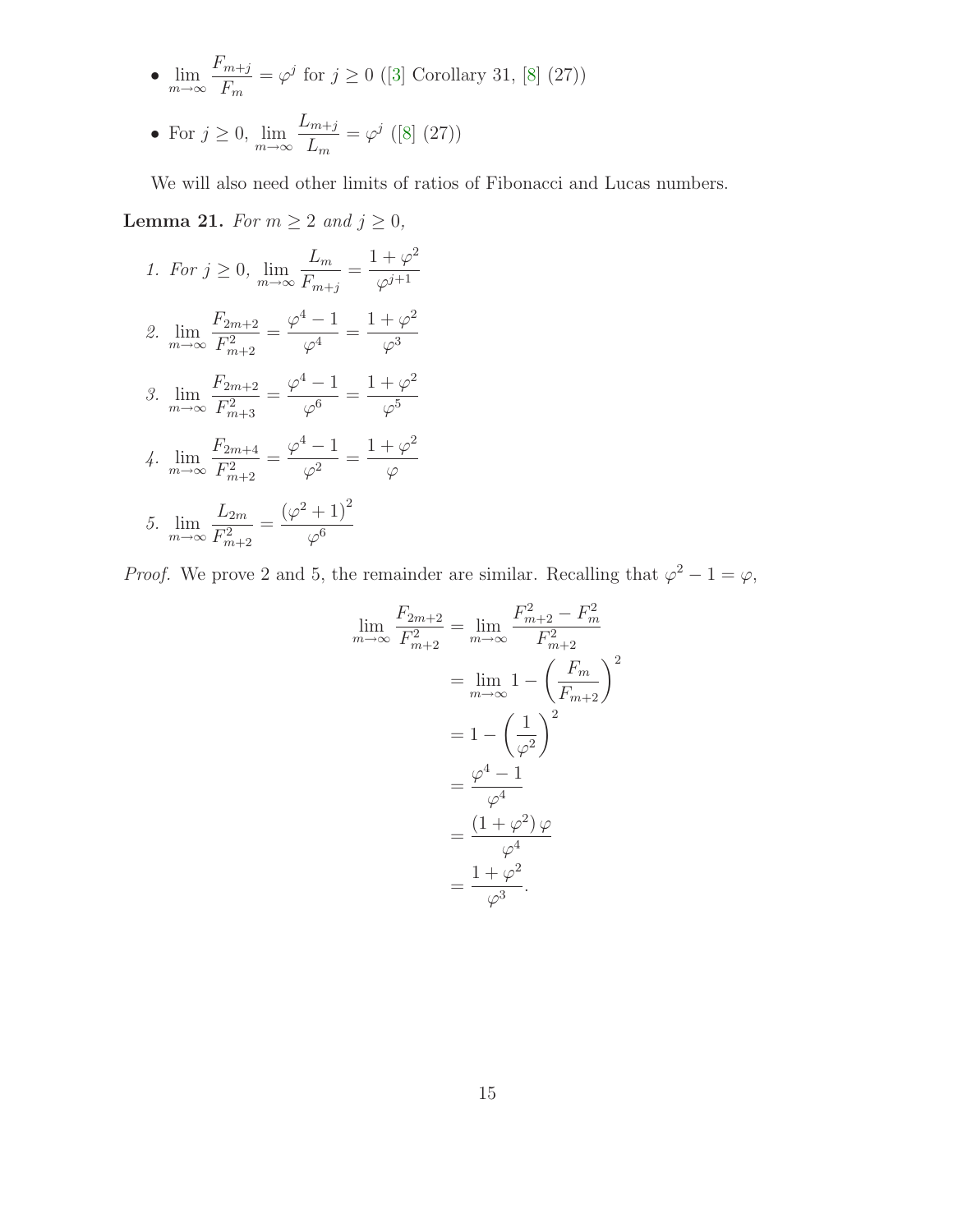- $\lim_{m\to\infty} \frac{F_{m+j}}{F_m} = \varphi^j$ for $j \geq 0$ ([3] Corollary 31, [8] (27))
- For $j \geq 0$, $\lim_{m\to\infty} \frac{L_{m+j}}{L_m} = \varphi^j$ ([8] (27))

We will also need other limits of ratios of Fibonacci and Lucas numbers.

**Lemma 21.** *For $m \geq 2$ and $j \geq 0$,*

1. *For $j \geq 0$,* $\lim_{m\to\infty} \frac{L_m}{F_{m+j}} = \frac{1+\varphi^2}{\varphi^{j+1}}$
2. $\lim_{m\to\infty} \frac{F_{2m+2}}{F_{m+2}^2} = \frac{\varphi^4 - 1}{\varphi^4} = \frac{1+\varphi^2}{\varphi^3}$
3. $\lim_{m\to\infty} \frac{F_{2m+2}}{F_{m+3}^2} = \frac{\varphi^4 - 1}{\varphi^6} = \frac{1+\varphi^2}{\varphi^5}$
4. $\lim_{m\to\infty} \frac{F_{2m+4}}{F_{m+2}^2} = \frac{\varphi^4 - 1}{\varphi^2} = \frac{1+\varphi^2}{\varphi}$
5. $\lim_{m\to\infty} \frac{L_{2m}}{F_{m+2}^2} = \frac{\left(\varphi^2+1\right)^2}{\varphi^6}$

*Proof.* We prove 2 and 5, the remainder are similar. Recalling that $\varphi^2 - 1 = \varphi$,

$$
\begin{aligned}
\lim_{m\to\infty} \frac{F_{2m+2}}{F_{m+2}^2} &= \lim_{m\to\infty} \frac{F_{m+2}^2 - F_m^2}{F_{m+2}^2} \\
&= \lim_{m\to\infty} 1 - \left(\frac{F_m}{F_{m+2}}\right)^2 \\
&= 1 - \left(\frac{1}{\varphi^2}\right)^2 \\
&= \frac{\varphi^4 - 1}{\varphi^4} \\
&= \frac{\left(1+\varphi^2\right)\varphi}{\varphi^4} \\
&= \frac{1+\varphi^2}{\varphi^3}.
\end{aligned}
$$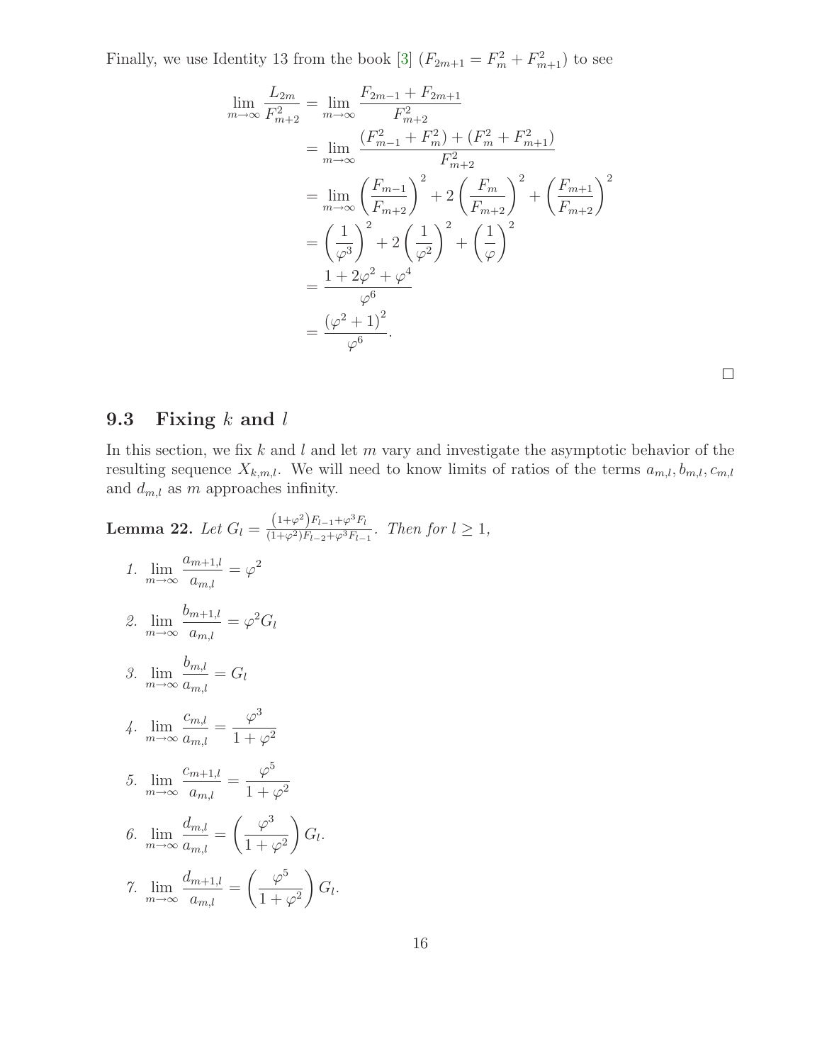Finally, we use Identity 13 from the book [3] ($F_{2m+1} = F_m^2 + F_{m+1}^2$) to see

$$
\begin{aligned}
\lim_{m\to\infty} \frac{L_{2m}}{F_{m+2}^2} &= \lim_{m\to\infty} \frac{F_{2m-1} + F_{2m+1}}{F_{m+2}^2} \\
&= \lim_{m\to\infty} \frac{(F_{m-1}^2 + F_m^2) + (F_m^2 + F_{m+1}^2)}{F_{m+2}^2} \\
&= \lim_{m\to\infty} \left(\frac{F_{m-1}}{F_{m+2}}\right)^2 + 2\left(\frac{F_m}{F_{m+2}}\right)^2 + \left(\frac{F_{m+1}}{F_{m+2}}\right)^2 \\
&= \left(\frac{1}{\varphi^3}\right)^2 + 2\left(\frac{1}{\varphi^2}\right)^2 + \left(\frac{1}{\varphi}\right)^2 \\
&= \frac{1 + 2\varphi^2 + \varphi^4}{\varphi^6} \\
&= \frac{\left(\varphi^2 + 1\right)^2}{\varphi^6}.
\end{aligned}
$$

□

### 9.3 Fixing $k$ and $l$

In this section, we fix $k$ and $l$ and let $m$ vary and investigate the asymptotic behavior of the resulting sequence $X_{k,m,l}$. We will need to know limits of ratios of the terms $a_{m,l}, b_{m,l}, c_{m,l}$ and $d_{m,l}$ as $m$ approaches infinity.

**Lemma 22.** *Let $G_l = \frac{\left(1+\varphi^2\right)F_{l-1}+\varphi^3 F_l}{(1+\varphi^2)F_{l-2}+\varphi^3 F_{l-1}}$. Then for $l \geq 1$,*

1. $\displaystyle\lim_{m\to\infty} \frac{a_{m+1,l}}{a_{m,l}} = \varphi^2$
2. $\displaystyle\lim_{m\to\infty} \frac{b_{m+1,l}}{a_{m,l}} = \varphi^2 G_l$
3. $\displaystyle\lim_{m\to\infty} \frac{b_{m,l}}{a_{m,l}} = G_l$
4. $\displaystyle\lim_{m\to\infty} \frac{c_{m,l}}{a_{m,l}} = \frac{\varphi^3}{1+\varphi^2}$
5. $\displaystyle\lim_{m\to\infty} \frac{c_{m+1,l}}{a_{m,l}} = \frac{\varphi^5}{1+\varphi^2}$
6. $\displaystyle\lim_{m\to\infty} \frac{d_{m,l}}{a_{m,l}} = \left(\frac{\varphi^3}{1+\varphi^2}\right) G_l.$
7. $\displaystyle\lim_{m\to\infty} \frac{d_{m+1,l}}{a_{m,l}} = \left(\frac{\varphi^5}{1+\varphi^2}\right) G_l.$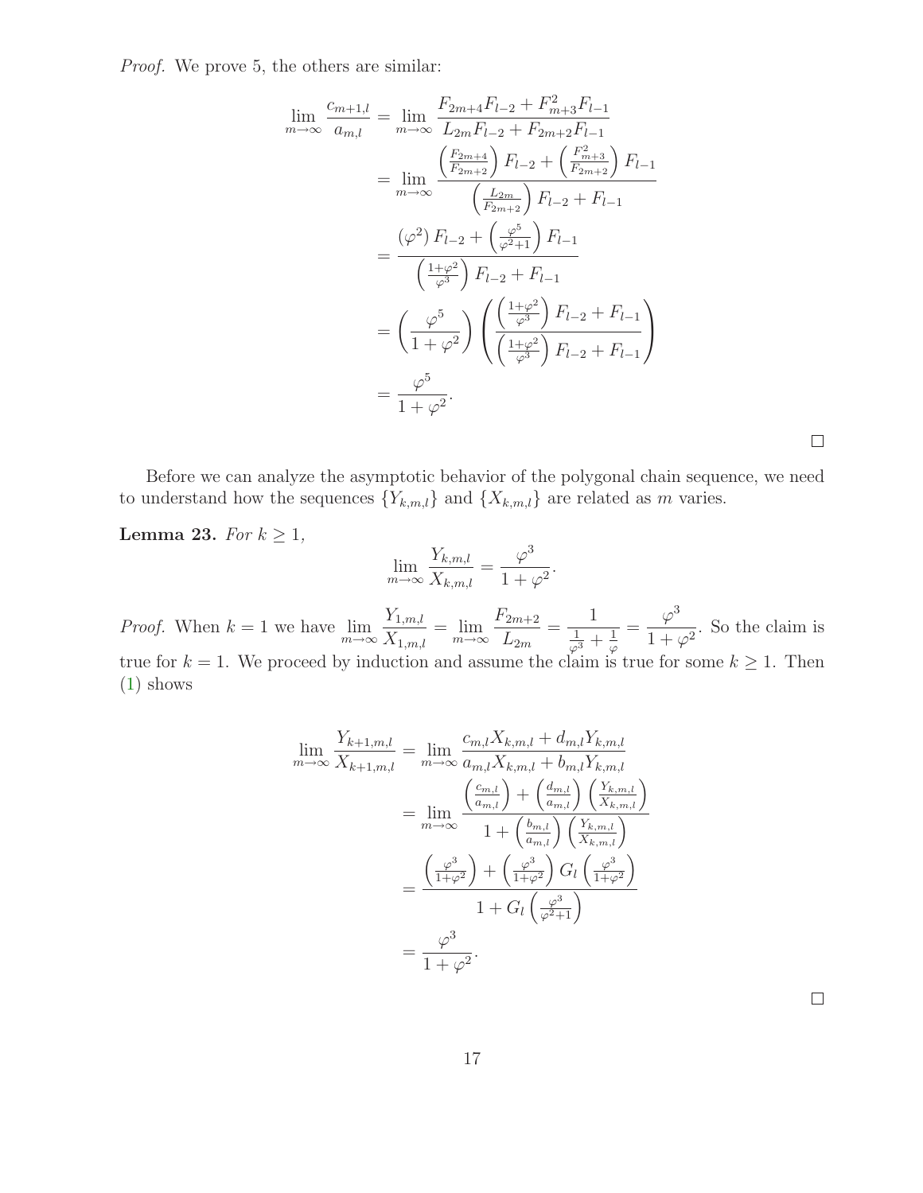*Proof.* We prove 5, the others are similar:

$$
\begin{aligned}
\lim_{m\to\infty} \frac{c_{m+1,l}}{a_{m,l}} &= \lim_{m\to\infty} \frac{F_{2m+4}F_{l-2} + F_{m+3}^2 F_{l-1}}{L_{2m}F_{l-2} + F_{2m+2}F_{l-1}} \\
&= \lim_{m\to\infty} \frac{\left(\frac{F_{2m+4}}{F_{2m+2}}\right) F_{l-2} + \left(\frac{F_{m+3}^2}{F_{2m+2}}\right) F_{l-1}}{\left(\frac{L_{2m}}{F_{2m+2}}\right) F_{l-2} + F_{l-1}} \\
&= \frac{(\varphi^2) F_{l-2} + \left(\frac{\varphi^5}{\varphi^2+1}\right) F_{l-1}}{\left(\frac{1+\varphi^2}{\varphi^3}\right) F_{l-2} + F_{l-1}} \\
&= \left(\frac{\varphi^5}{1+\varphi^2}\right) \left(\frac{\left(\frac{1+\varphi^2}{\varphi^3}\right) F_{l-2} + F_{l-1}}{\left(\frac{1+\varphi^2}{\varphi^3}\right) F_{l-2} + F_{l-1}}\right) \\
&= \frac{\varphi^5}{1+\varphi^2}.
\end{aligned}
$$

□

Before we can analyze the asymptotic behavior of the polygonal chain sequence, we need to understand how the sequences $\{Y_{k,m,l}\}$ and $\{X_{k,m,l}\}$ are related as $m$ varies.

**Lemma 23.** *For $k \geq 1$,*

$$\lim_{m\to\infty} \frac{Y_{k,m,l}}{X_{k,m,l}} = \frac{\varphi^3}{1+\varphi^2}.$$

*Proof.* When $k = 1$ we have $\lim_{m\to\infty} \frac{Y_{1,m,l}}{X_{1,m,l}} = \lim_{m\to\infty} \frac{F_{2m+2}}{L_{2m}} = \frac{1}{\frac{1}{\varphi^3} + \frac{1}{\varphi}} = \frac{\varphi^3}{1+\varphi^2}$. So the claim is true for $k = 1$. We proceed by induction and assume the claim is true for some $k \geq 1$. Then (1) shows

$$
\begin{aligned}
\lim_{m\to\infty} \frac{Y_{k+1,m,l}}{X_{k+1,m,l}} &= \lim_{m\to\infty} \frac{c_{m,l}X_{k,m,l} + d_{m,l}Y_{k,m,l}}{a_{m,l}X_{k,m,l} + b_{m,l}Y_{k,m,l}} \\
&= \lim_{m\to\infty} \frac{\left(\frac{c_{m,l}}{a_{m,l}}\right) + \left(\frac{d_{m,l}}{a_{m,l}}\right)\left(\frac{Y_{k,m,l}}{X_{k,m,l}}\right)}{1 + \left(\frac{b_{m,l}}{a_{m,l}}\right)\left(\frac{Y_{k,m,l}}{X_{k,m,l}}\right)} \\
&= \frac{\left(\frac{\varphi^3}{1+\varphi^2}\right) + \left(\frac{\varphi^3}{1+\varphi^2}\right) G_l \left(\frac{\varphi^3}{1+\varphi^2}\right)}{1 + G_l\left(\frac{\varphi^3}{\varphi^2+1}\right)} \\
&= \frac{\varphi^3}{1+\varphi^2}.
\end{aligned}
$$

□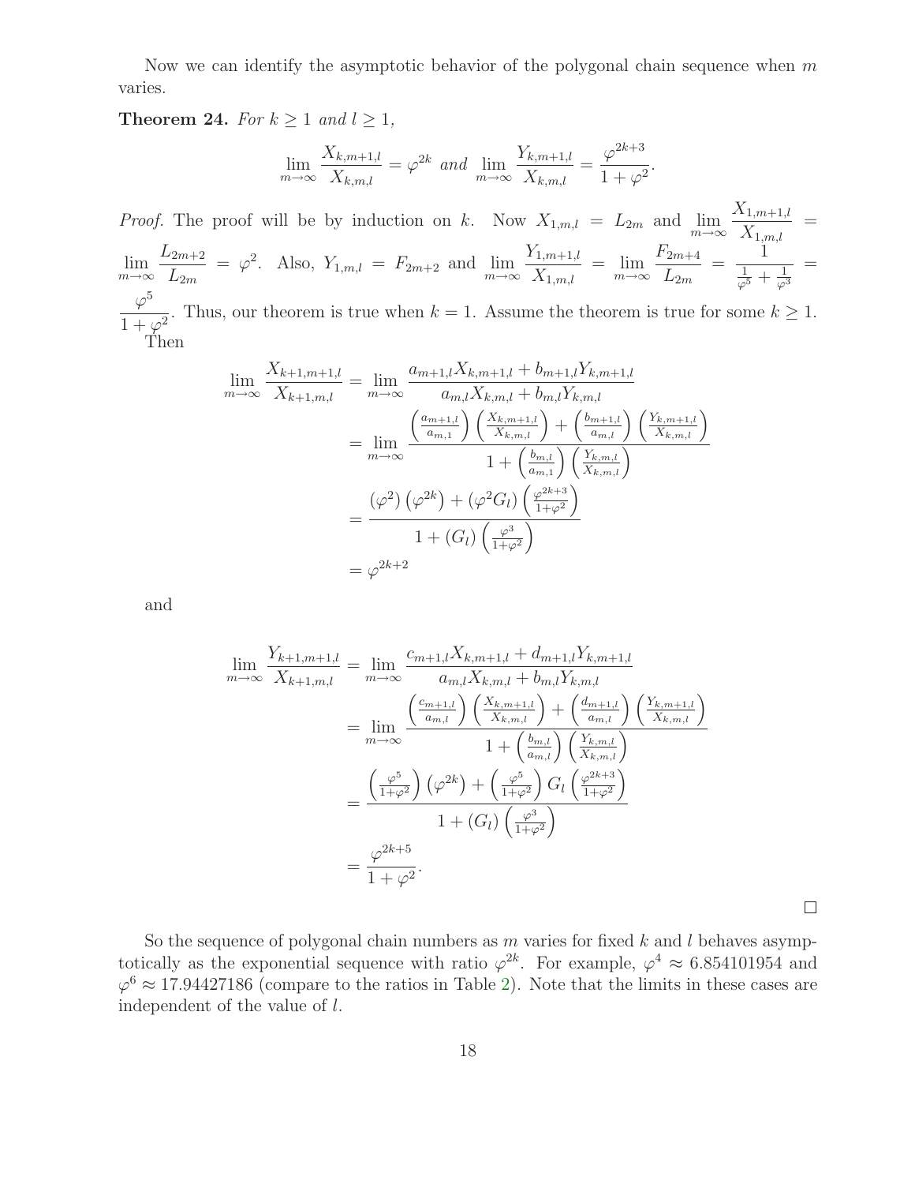Now we can identify the asymptotic behavior of the polygonal chain sequence when $m$ varies.

**Theorem 24.** *For $k \geq 1$ and $l \geq 1$,*

$$\lim_{m\to\infty} \frac{X_{k,m+1,l}}{X_{k,m,l}} = \varphi^{2k} \text{ and } \lim_{m\to\infty} \frac{Y_{k,m+1,l}}{X_{k,m,l}} = \frac{\varphi^{2k+3}}{1+\varphi^2}.$$

*Proof.* The proof will be by induction on $k$. Now $X_{1,m,l} = L_{2m}$ and $\lim\limits_{m\to\infty} \frac{X_{1,m+1,l}}{X_{1,m,l}} = \lim\limits_{m\to\infty} \frac{L_{2m+2}}{L_{2m}} = \varphi^2$. Also, $Y_{1,m,l} = F_{2m+2}$ and $\lim\limits_{m\to\infty} \frac{Y_{1,m+1,l}}{X_{1,m,l}} = \lim\limits_{m\to\infty} \frac{F_{2m+4}}{L_{2m}} = \frac{1}{\frac{1}{\varphi^5}+\frac{1}{\varphi^3}} = \frac{\varphi^5}{1+\varphi^2}$. Thus, our theorem is true when $k = 1$. Assume the theorem is true for some $k \geq 1$. Then

$$\begin{aligned}
\lim_{m\to\infty} \frac{X_{k+1,m+1,l}}{X_{k+1,m,l}} &= \lim_{m\to\infty} \frac{a_{m+1,l}X_{k,m+1,l} + b_{m+1,l}Y_{k,m+1,l}}{a_{m,l}X_{k,m,l} + b_{m,l}Y_{k,m,l}} \\
&= \lim_{m\to\infty} \frac{\left(\frac{a_{m+1,l}}{a_{m,1}}\right)\left(\frac{X_{k,m+1,l}}{X_{k,m,l}}\right) + \left(\frac{b_{m+1,l}}{a_{m,l}}\right)\left(\frac{Y_{k,m+1,l}}{X_{k,m,l}}\right)}{1 + \left(\frac{b_{m,l}}{a_{m,1}}\right)\left(\frac{Y_{k,m,l}}{X_{k,m,l}}\right)} \\
&= \frac{(\varphi^2)\left(\varphi^{2k}\right) + (\varphi^2 G_l)\left(\frac{\varphi^{2k+3}}{1+\varphi^2}\right)}{1 + (G_l)\left(\frac{\varphi^3}{1+\varphi^2}\right)} \\
&= \varphi^{2k+2}
\end{aligned}$$

and

$$\begin{aligned}
\lim_{m\to\infty} \frac{Y_{k+1,m+1,l}}{X_{k+1,m,l}} &= \lim_{m\to\infty} \frac{c_{m+1,l}X_{k,m+1,l} + d_{m+1,l}Y_{k,m+1,l}}{a_{m,l}X_{k,m,l} + b_{m,l}Y_{k,m,l}} \\
&= \lim_{m\to\infty} \frac{\left(\frac{c_{m+1,l}}{a_{m,l}}\right)\left(\frac{X_{k,m+1,l}}{X_{k,m,l}}\right) + \left(\frac{d_{m+1,l}}{a_{m,l}}\right)\left(\frac{Y_{k,m+1,l}}{X_{k,m,l}}\right)}{1 + \left(\frac{b_{m,l}}{a_{m,l}}\right)\left(\frac{Y_{k,m,l}}{X_{k,m,l}}\right)} \\
&= \frac{\left(\frac{\varphi^5}{1+\varphi^2}\right)\left(\varphi^{2k}\right) + \left(\frac{\varphi^5}{1+\varphi^2}\right) G_l \left(\frac{\varphi^{2k+3}}{1+\varphi^2}\right)}{1 + (G_l)\left(\frac{\varphi^3}{1+\varphi^2}\right)} \\
&= \frac{\varphi^{2k+5}}{1+\varphi^2}.
\end{aligned}$$

□

So the sequence of polygonal chain numbers as $m$ varies for fixed $k$ and $l$ behaves asymptotically as the exponential sequence with ratio $\varphi^{2k}$. For example, $\varphi^4 \approx 6.854101954$ and $\varphi^6 \approx 17.94427186$ (compare to the ratios in Table 2). Note that the limits in these cases are independent of the value of $l$.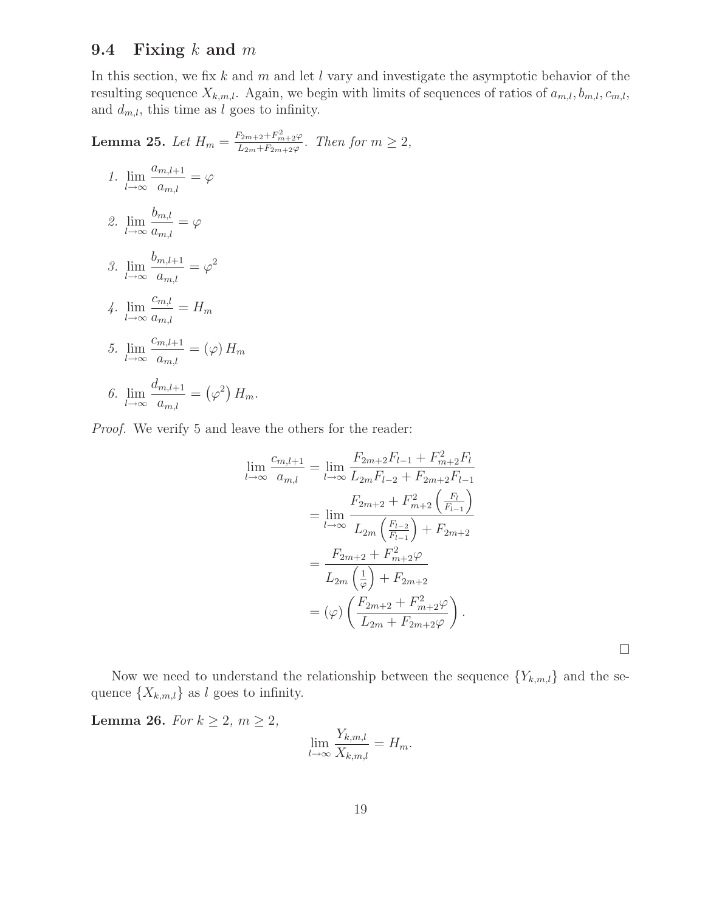### 9.4 Fixing $k$ and $m$

In this section, we fix $k$ and $m$ and let $l$ vary and investigate the asymptotic behavior of the resulting sequence $X_{k,m,l}$. Again, we begin with limits of sequences of ratios of $a_{m,l}, b_{m,l}, c_{m,l}$, and $d_{m,l}$, this time as $l$ goes to infinity.

**Lemma 25.** *Let $H_m = \frac{F_{2m+2}+F_{m+2}^2\varphi}{L_{2m}+F_{2m+2}\varphi}$. Then for $m \geq 2$,*

1. $\displaystyle\lim_{l\to\infty} \frac{a_{m,l+1}}{a_{m,l}} = \varphi$
2. $\displaystyle\lim_{l\to\infty} \frac{b_{m,l}}{a_{m,l}} = \varphi$
3. $\displaystyle\lim_{l\to\infty} \frac{b_{m,l+1}}{a_{m,l}} = \varphi^2$
4. $\displaystyle\lim_{l\to\infty} \frac{c_{m,l}}{a_{m,l}} = H_m$
5. $\displaystyle\lim_{l\to\infty} \frac{c_{m,l+1}}{a_{m,l}} = (\varphi)\, H_m$
6. $\displaystyle\lim_{l\to\infty} \frac{d_{m,l+1}}{a_{m,l}} = \left(\varphi^2\right) H_m.$

*Proof.* We verify 5 and leave the others for the reader:

$$
\begin{aligned}
\lim_{l\to\infty} \frac{c_{m,l+1}}{a_{m,l}} &= \lim_{l\to\infty} \frac{F_{2m+2}F_{l-1} + F_{m+2}^2 F_l}{L_{2m}F_{l-2} + F_{2m+2}F_{l-1}} \\
&= \lim_{l\to\infty} \frac{F_{2m+2} + F_{m+2}^2\left(\frac{F_l}{F_{l-1}}\right)}{L_{2m}\left(\frac{F_{l-2}}{F_{l-1}}\right) + F_{2m+2}} \\
&= \frac{F_{2m+2} + F_{m+2}^2\varphi}{L_{2m}\left(\frac{1}{\varphi}\right) + F_{2m+2}} \\
&= (\varphi)\left(\frac{F_{2m+2} + F_{m+2}^2\varphi}{L_{2m} + F_{2m+2}\varphi}\right).
\end{aligned}
$$

□

Now we need to understand the relationship between the sequence $\{Y_{k,m,l}\}$ and the sequence $\{X_{k,m,l}\}$ as $l$ goes to infinity.

**Lemma 26.** *For $k \geq 2$, $m \geq 2$,*

$$\lim_{l\to\infty} \frac{Y_{k,m,l}}{X_{k,m,l}} = H_m.$$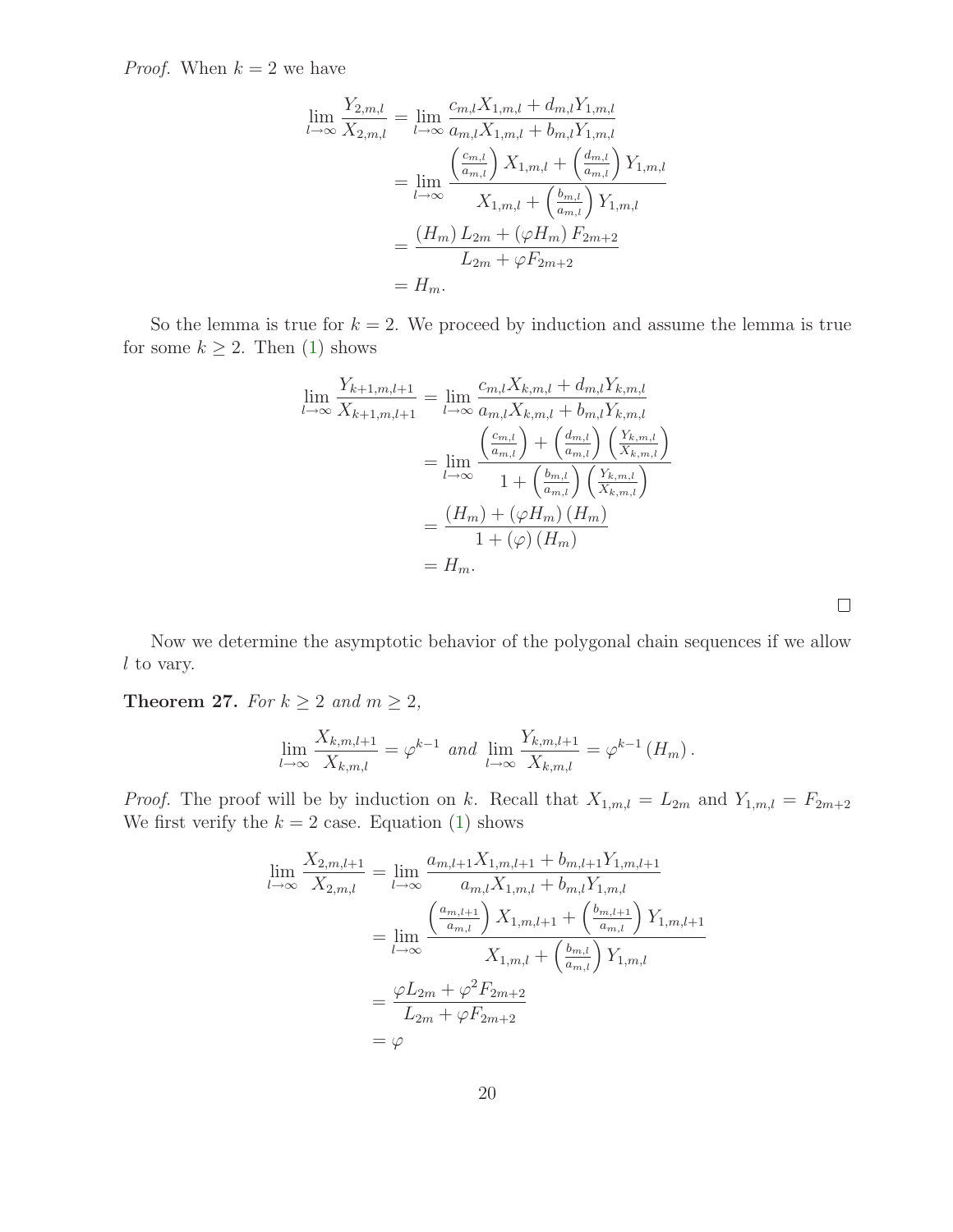*Proof.* When $k = 2$ we have

$$
\begin{aligned}
\lim_{l\to\infty} \frac{Y_{2,m,l}}{X_{2,m,l}} &= \lim_{l\to\infty} \frac{c_{m,l}X_{1,m,l} + d_{m,l}Y_{1,m,l}}{a_{m,l}X_{1,m,l} + b_{m,l}Y_{1,m,l}} \\
&= \lim_{l\to\infty} \frac{\left(\frac{c_{m,l}}{a_{m,l}}\right) X_{1,m,l} + \left(\frac{d_{m,l}}{a_{m,l}}\right) Y_{1,m,l}}{X_{1,m,l} + \left(\frac{b_{m,l}}{a_{m,l}}\right) Y_{1,m,l}} \\
&= \frac{(H_m)\, L_{2m} + (\varphi H_m)\, F_{2m+2}}{L_{2m} + \varphi F_{2m+2}} \\
&= H_m.
\end{aligned}
$$

So the lemma is true for $k = 2$. We proceed by induction and assume the lemma is true for some $k \geq 2$. Then (1) shows

$$
\begin{aligned}
\lim_{l\to\infty} \frac{Y_{k+1,m,l+1}}{X_{k+1,m,l+1}} &= \lim_{l\to\infty} \frac{c_{m,l}X_{k,m,l} + d_{m,l}Y_{k,m,l}}{a_{m,l}X_{k,m,l} + b_{m,l}Y_{k,m,l}} \\
&= \lim_{l\to\infty} \frac{\left(\frac{c_{m,l}}{a_{m,l}}\right) + \left(\frac{d_{m,l}}{a_{m,l}}\right)\left(\frac{Y_{k,m,l}}{X_{k,m,l}}\right)}{1 + \left(\frac{b_{m,l}}{a_{m,l}}\right)\left(\frac{Y_{k,m,l}}{X_{k,m,l}}\right)} \\
&= \frac{(H_m) + (\varphi H_m)(H_m)}{1 + (\varphi)(H_m)} \\
&= H_m.
\end{aligned}
$$

$\square$

Now we determine the asymptotic behavior of the polygonal chain sequences if we allow $l$ to vary.

**Theorem 27.** *For $k \geq 2$ and $m \geq 2$,*

$$
\lim_{l\to\infty} \frac{X_{k,m,l+1}}{X_{k,m,l}} = \varphi^{k-1} \text{ and } \lim_{l\to\infty} \frac{Y_{k,m,l+1}}{X_{k,m,l}} = \varphi^{k-1}(H_m).
$$

*Proof.* The proof will be by induction on $k$. Recall that $X_{1,m,l} = L_{2m}$ and $Y_{1,m,l} = F_{2m+2}$ We first verify the $k = 2$ case. Equation (1) shows

$$
\begin{aligned}
\lim_{l\to\infty} \frac{X_{2,m,l+1}}{X_{2,m,l}} &= \lim_{l\to\infty} \frac{a_{m,l+1}X_{1,m,l+1} + b_{m,l+1}Y_{1,m,l+1}}{a_{m,l}X_{1,m,l} + b_{m,l}Y_{1,m,l}} \\
&= \lim_{l\to\infty} \frac{\left(\frac{a_{m,l+1}}{a_{m,l}}\right) X_{1,m,l+1} + \left(\frac{b_{m,l+1}}{a_{m,l}}\right) Y_{1,m,l+1}}{X_{1,m,l} + \left(\frac{b_{m,l}}{a_{m,l}}\right) Y_{1,m,l}} \\
&= \frac{\varphi L_{2m} + \varphi^2 F_{2m+2}}{L_{2m} + \varphi F_{2m+2}} \\
&= \varphi
\end{aligned}
$$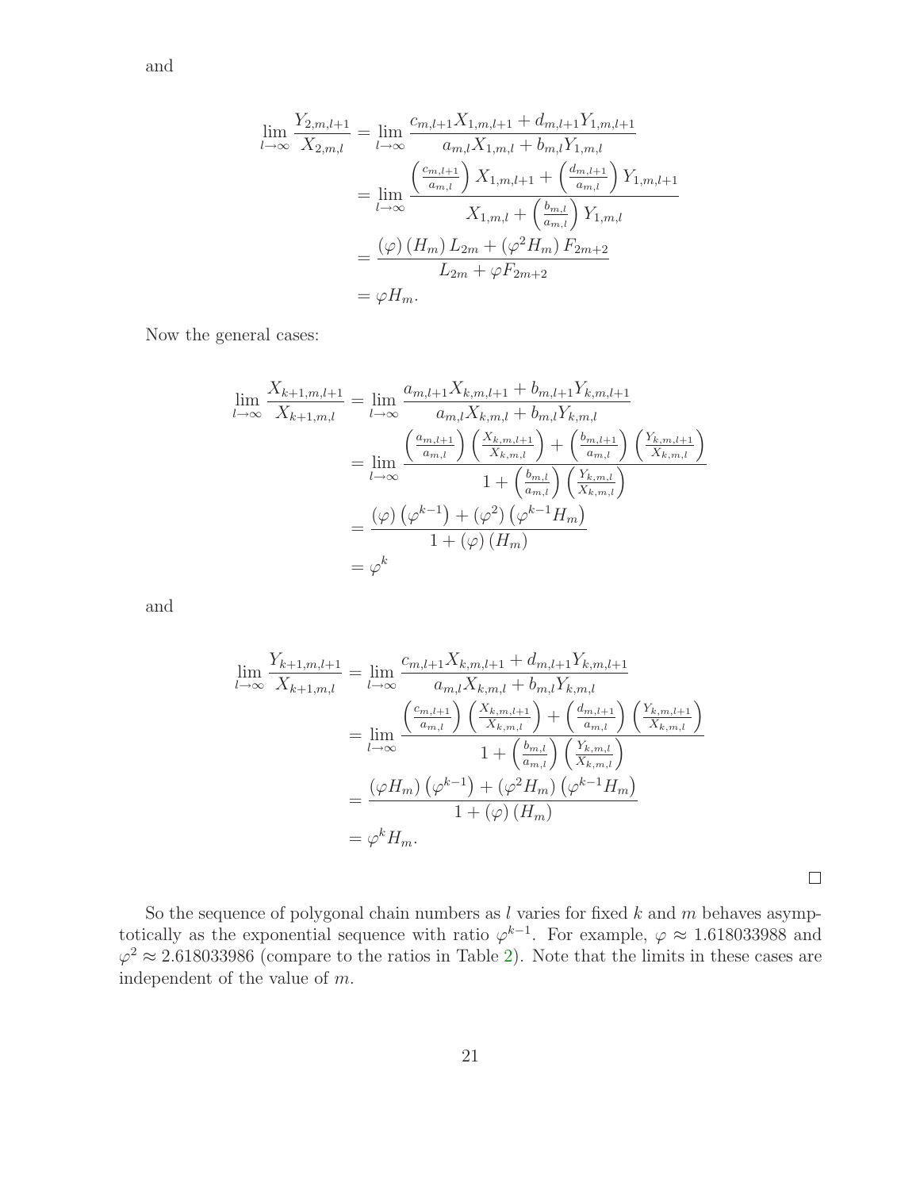and

$$
\begin{aligned}
\lim_{l\to\infty}\frac{Y_{2,m,l+1}}{X_{2,m,l}} &= \lim_{l\to\infty}\frac{c_{m,l+1}X_{1,m,l+1}+d_{m,l+1}Y_{1,m,l+1}}{a_{m,l}X_{1,m,l}+b_{m,l}Y_{1,m,l}}\\
&= \lim_{l\to\infty}\frac{\left(\frac{c_{m,l+1}}{a_{m,l}}\right)X_{1,m,l+1}+\left(\frac{d_{m,l+1}}{a_{m,l}}\right)Y_{1,m,l+1}}{X_{1,m,l}+\left(\frac{b_{m,l}}{a_{m,l}}\right)Y_{1,m,l}}\\
&= \frac{(\varphi)(H_m)L_{2m}+(\varphi^2H_m)F_{2m+2}}{L_{2m}+\varphi F_{2m+2}}\\
&= \varphi H_m.
\end{aligned}
$$

Now the general cases:

$$
\begin{aligned}
\lim_{l\to\infty}\frac{X_{k+1,m,l+1}}{X_{k+1,m,l}} &= \lim_{l\to\infty}\frac{a_{m,l+1}X_{k,m,l+1}+b_{m,l+1}Y_{k,m,l+1}}{a_{m,l}X_{k,m,l}+b_{m,l}Y_{k,m,l}}\\
&= \lim_{l\to\infty}\frac{\left(\frac{a_{m,l+1}}{a_{m,l}}\right)\left(\frac{X_{k,m,l+1}}{X_{k,m,l}}\right)+\left(\frac{b_{m,l+1}}{a_{m,l}}\right)\left(\frac{Y_{k,m,l+1}}{X_{k,m,l}}\right)}{1+\left(\frac{b_{m,l}}{a_{m,l}}\right)\left(\frac{Y_{k,m,l}}{X_{k,m,l}}\right)}\\
&= \frac{(\varphi)\left(\varphi^{k-1}\right)+\left(\varphi^2\right)\left(\varphi^{k-1}H_m\right)}{1+(\varphi)(H_m)}\\
&= \varphi^k
\end{aligned}
$$

and

$$
\begin{aligned}
\lim_{l\to\infty}\frac{Y_{k+1,m,l+1}}{X_{k+1,m,l}} &= \lim_{l\to\infty}\frac{c_{m,l+1}X_{k,m,l+1}+d_{m,l+1}Y_{k,m,l+1}}{a_{m,l}X_{k,m,l}+b_{m,l}Y_{k,m,l}}\\
&= \lim_{l\to\infty}\frac{\left(\frac{c_{m,l+1}}{a_{m,l}}\right)\left(\frac{X_{k,m,l+1}}{X_{k,m,l}}\right)+\left(\frac{d_{m,l+1}}{a_{m,l}}\right)\left(\frac{Y_{k,m,l+1}}{X_{k,m,l}}\right)}{1+\left(\frac{b_{m,l}}{a_{m,l}}\right)\left(\frac{Y_{k,m,l}}{X_{k,m,l}}\right)}\\
&= \frac{(\varphi H_m)\left(\varphi^{k-1}\right)+\left(\varphi^2H_m\right)\left(\varphi^{k-1}H_m\right)}{1+(\varphi)(H_m)}\\
&= \varphi^kH_m.
\end{aligned}
$$

□

So the sequence of polygonal chain numbers as $l$ varies for fixed $k$ and $m$ behaves asymptotically as the exponential sequence with ratio $\varphi^{k-1}$. For example, $\varphi \approx 1.618033988$ and $\varphi^2 \approx 2.618033986$ (compare to the ratios in Table 2). Note that the limits in these cases are independent of the value of $m$.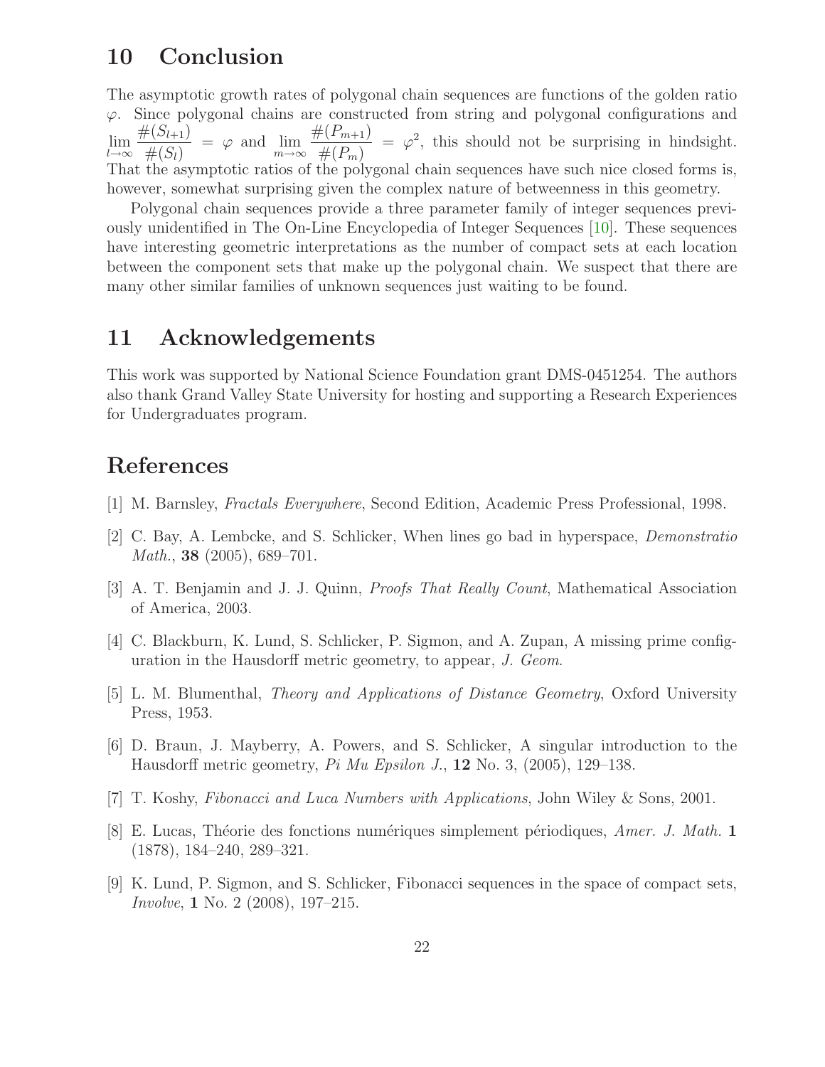## 10 Conclusion

The asymptotic growth rates of polygonal chain sequences are functions of the golden ratio $\varphi$. Since polygonal chains are constructed from string and polygonal configurations and $\lim_{l\to\infty} \frac{\#(S_{l+1})}{\#(S_l)} = \varphi$ and $\lim_{m\to\infty} \frac{\#(P_{m+1})}{\#(P_m)} = \varphi^2$, this should not be surprising in hindsight. That the asymptotic ratios of the polygonal chain sequences have such nice closed forms is, however, somewhat surprising given the complex nature of betweenness in this geometry.

Polygonal chain sequences provide a three parameter family of integer sequences previously unidentified in The On-Line Encyclopedia of Integer Sequences [10]. These sequences have interesting geometric interpretations as the number of compact sets at each location between the component sets that make up the polygonal chain. We suspect that there are many other similar families of unknown sequences just waiting to be found.

## 11 Acknowledgements

This work was supported by National Science Foundation grant DMS-0451254. The authors also thank Grand Valley State University for hosting and supporting a Research Experiences for Undergraduates program.

## References

[1] M. Barnsley, *Fractals Everywhere*, Second Edition, Academic Press Professional, 1998.

[2] C. Bay, A. Lembcke, and S. Schlicker, When lines go bad in hyperspace, *Demonstratio Math.*, **38** (2005), 689–701.

[3] A. T. Benjamin and J. J. Quinn, *Proofs That Really Count*, Mathematical Association of America, 2003.

[4] C. Blackburn, K. Lund, S. Schlicker, P. Sigmon, and A. Zupan, A missing prime configuration in the Hausdorff metric geometry, to appear, *J. Geom*.

[5] L. M. Blumenthal, *Theory and Applications of Distance Geometry*, Oxford University Press, 1953.

[6] D. Braun, J. Mayberry, A. Powers, and S. Schlicker, A singular introduction to the Hausdorff metric geometry, *Pi Mu Epsilon J.*, **12** No. 3, (2005), 129–138.

[7] T. Koshy, *Fibonacci and Luca Numbers with Applications*, John Wiley & Sons, 2001.

[8] E. Lucas, Théorie des fonctions numériques simplement périodiques, *Amer. J. Math.* **1** (1878), 184–240, 289–321.

[9] K. Lund, P. Sigmon, and S. Schlicker, Fibonacci sequences in the space of compact sets, *Involve*, **1** No. 2 (2008), 197–215.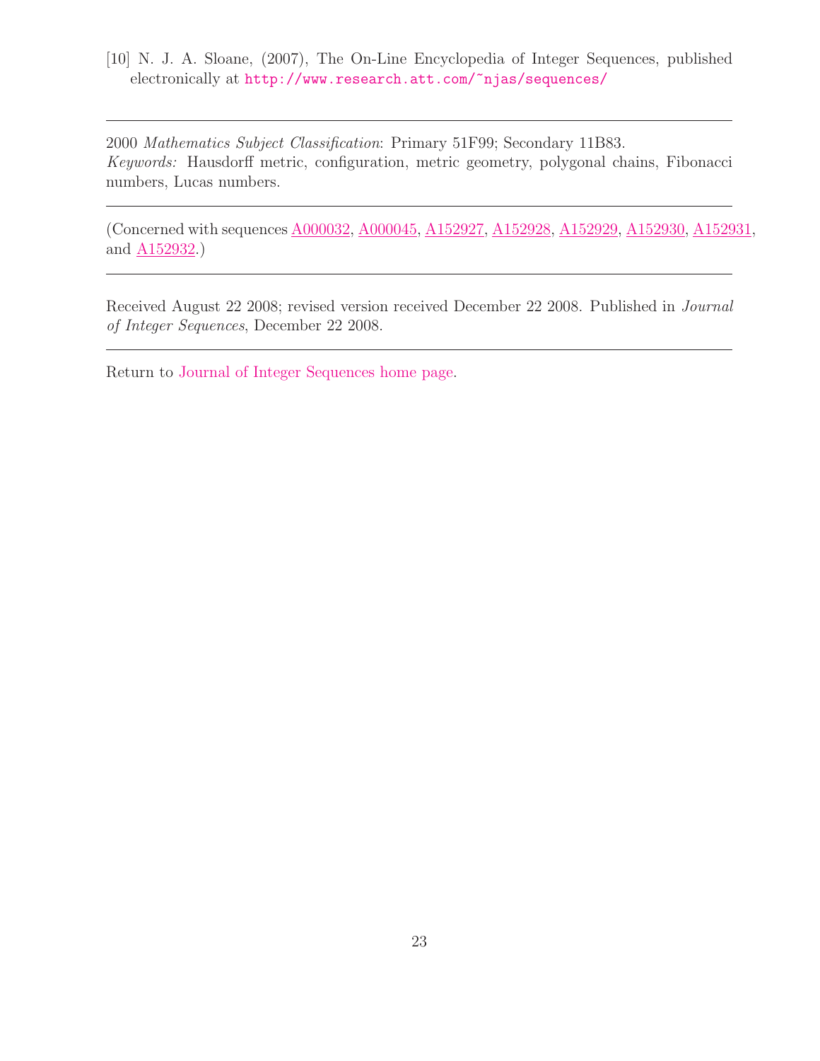[10] N. J. A. Sloane, (2007), The On-Line Encyclopedia of Integer Sequences, published electronically at http://www.research.att.com/~njas/sequences/

---

2000 *Mathematics Subject Classification*: Primary 51F99; Secondary 11B83.
*Keywords:* Hausdorff metric, configuration, metric geometry, polygonal chains, Fibonacci numbers, Lucas numbers.

---

(Concerned with sequences A000032, A000045, A152927, A152928, A152929, A152930, A152931, and A152932.)

---

Received August 22 2008; revised version received December 22 2008. Published in *Journal of Integer Sequences*, December 22 2008.

---

Return to Journal of Integer Sequences home page.